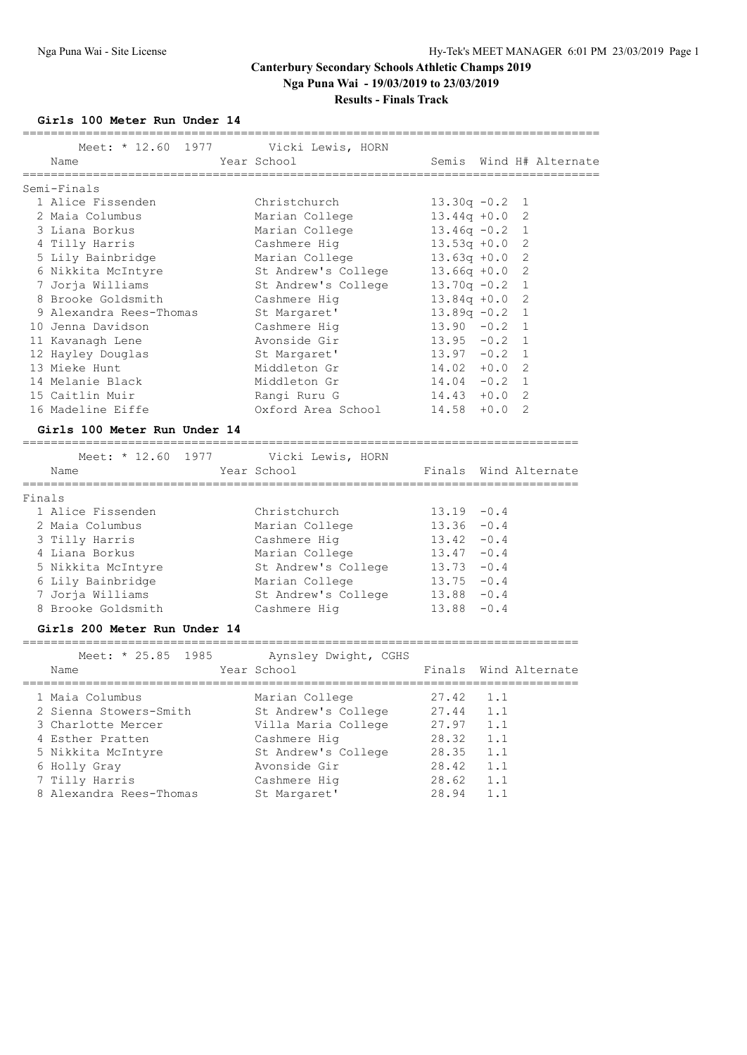# Canterbury Secondary Schools Athletic Champs 2019

## Nga Puna Wai - 19/03/2019 to 23/03/2019

### Results - Finals Track

**Girls 100 Meter Run Under 14**

Meet: * 12.60 1977 Vicki Lewis, HORN

Semi-Finals

| Name | Year School | Semis | Wind | H# | Alternate |
|---|---|---|---|---|---|
| 1 Alice Fissenden | Christchurch | 13.30q | -0.2 | 1 | |
| 2 Maia Columbus | Marian College | 13.44q | +0.0 | 2 | |
| 3 Liana Borkus | Marian College | 13.46q | -0.2 | 1 | |
| 4 Tilly Harris | Cashmere Hig | 13.53q | +0.0 | 2 | |
| 5 Lily Bainbridge | Marian College | 13.63q | +0.0 | 2 | |
| 6 Nikkita McIntyre | St Andrew's College | 13.66q | +0.0 | 2 | |
| 7 Jorja Williams | St Andrew's College | 13.70q | -0.2 | 1 | |
| 8 Brooke Goldsmith | Cashmere Hig | 13.84q | +0.0 | 2 | |
| 9 Alexandra Rees-Thomas | St Margaret' | 13.89q | -0.2 | 1 | |
| 10 Jenna Davidson | Cashmere Hig | 13.90 | -0.2 | 1 | |
| 11 Kavanagh Lene | Avonside Gir | 13.95 | -0.2 | 1 | |
| 12 Hayley Douglas | St Margaret' | 13.97 | -0.2 | 1 | |
| 13 Mieke Hunt | Middleton Gr | 14.02 | +0.0 | 2 | |
| 14 Melanie Black | Middleton Gr | 14.04 | -0.2 | 1 | |
| 15 Caitlin Muir | Rangi Ruru G | 14.43 | +0.0 | 2 | |
| 16 Madeline Eiffe | Oxford Area School | 14.58 | +0.0 | 2 | |

**Girls 100 Meter Run Under 14**

Meet: * 12.60 1977 Vicki Lewis, HORN

Finals

| Name | Year School | Finals | Wind | Alternate |
|---|---|---|---|---|
| 1 Alice Fissenden | Christchurch | 13.19 | -0.4 | |
| 2 Maia Columbus | Marian College | 13.36 | -0.4 | |
| 3 Tilly Harris | Cashmere Hig | 13.42 | -0.4 | |
| 4 Liana Borkus | Marian College | 13.47 | -0.4 | |
| 5 Nikkita McIntyre | St Andrew's College | 13.73 | -0.4 | |
| 6 Lily Bainbridge | Marian College | 13.75 | -0.4 | |
| 7 Jorja Williams | St Andrew's College | 13.88 | -0.4 | |
| 8 Brooke Goldsmith | Cashmere Hig | 13.88 | -0.4 | |

**Girls 200 Meter Run Under 14**

Meet: * 25.85 1985 Aynsley Dwight, CGHS

| Name | Year School | Finals | Wind | Alternate |
|---|---|---|---|---|
| 1 Maia Columbus | Marian College | 27.42 | 1.1 | |
| 2 Sienna Stowers-Smith | St Andrew's College | 27.44 | 1.1 | |
| 3 Charlotte Mercer | Villa Maria College | 27.97 | 1.1 | |
| 4 Esther Pratten | Cashmere Hig | 28.32 | 1.1 | |
| 5 Nikkita McIntyre | St Andrew's College | 28.35 | 1.1 | |
| 6 Holly Gray | Avonside Gir | 28.42 | 1.1 | |
| 7 Tilly Harris | Cashmere Hig | 28.62 | 1.1 | |
| 8 Alexandra Rees-Thomas | St Margaret' | 28.94 | 1.1 | |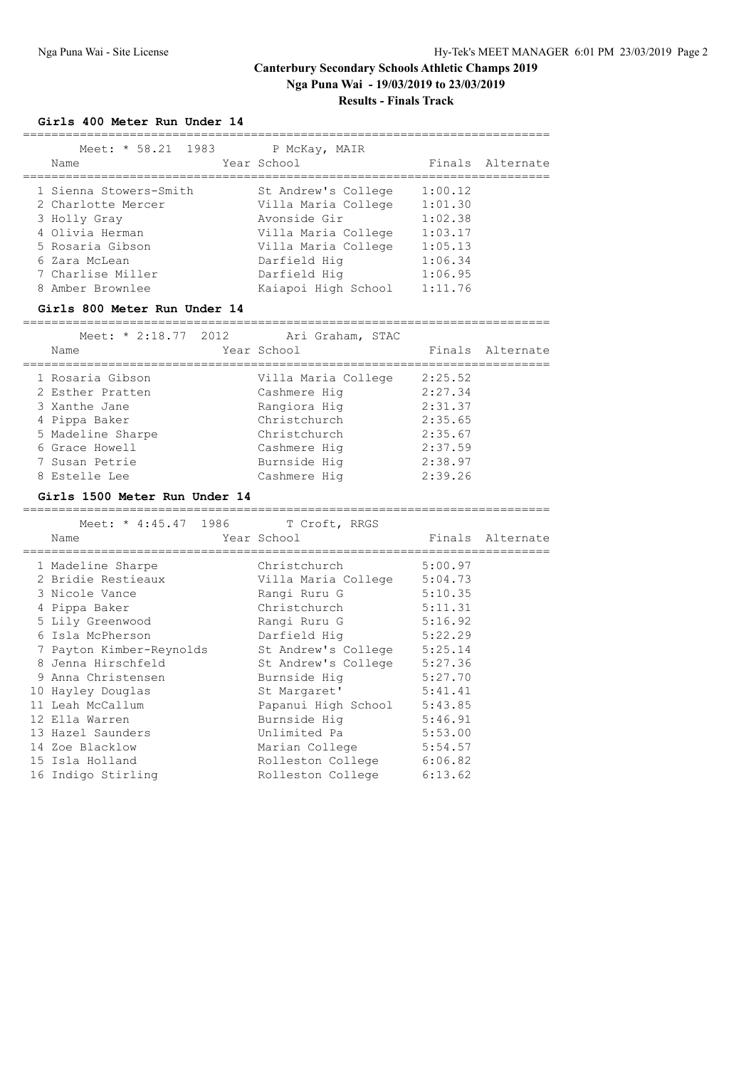## Canterbury Secondary Schools Athletic Champs 2019

**Nga Puna Wai - 19/03/2019 to 23/03/2019**

**Results - Finals Track**

### Girls 400 Meter Run Under 14

Meet: * 58.21 1983 P McKay, MAIR

| | Name | Year | School | Finals | Alternate |
|---|---|---|---|---|---|
| 1 | Sienna Stowers-Smith | | St Andrew's College | 1:00.12 | |
| 2 | Charlotte Mercer | | Villa Maria College | 1:01.30 | |
| 3 | Holly Gray | | Avonside Gir | 1:02.38 | |
| 4 | Olivia Herman | | Villa Maria College | 1:03.17 | |
| 5 | Rosaria Gibson | | Villa Maria College | 1:05.13 | |
| 6 | Zara McLean | | Darfield Hig | 1:06.34 | |
| 7 | Charlise Miller | | Darfield Hig | 1:06.95 | |
| 8 | Amber Brownlee | | Kaiapoi High School | 1:11.76 | |

### Girls 800 Meter Run Under 14

Meet: * 2:18.77 2012 Ari Graham, STAC

| | Name | Year | School | Finals | Alternate |
|---|---|---|---|---|---|
| 1 | Rosaria Gibson | | Villa Maria College | 2:25.52 | |
| 2 | Esther Pratten | | Cashmere Hig | 2:27.34 | |
| 3 | Xanthe Jane | | Rangiora Hig | 2:31.37 | |
| 4 | Pippa Baker | | Christchurch | 2:35.65 | |
| 5 | Madeline Sharpe | | Christchurch | 2:35.67 | |
| 6 | Grace Howell | | Cashmere Hig | 2:37.59 | |
| 7 | Susan Petrie | | Burnside Hig | 2:38.97 | |
| 8 | Estelle Lee | | Cashmere Hig | 2:39.26 | |

### Girls 1500 Meter Run Under 14

Meet: * 4:45.47 1986 T Croft, RRGS

| | Name | Year | School | Finals | Alternate |
|---|---|---|---|---|---|
| 1 | Madeline Sharpe | | Christchurch | 5:00.97 | |
| 2 | Bridie Restieaux | | Villa Maria College | 5:04.73 | |
| 3 | Nicole Vance | | Rangi Ruru G | 5:10.35 | |
| 4 | Pippa Baker | | Christchurch | 5:11.31 | |
| 5 | Lily Greenwood | | Rangi Ruru G | 5:16.92 | |
| 6 | Isla McPherson | | Darfield Hig | 5:22.29 | |
| 7 | Payton Kimber-Reynolds | | St Andrew's College | 5:25.14 | |
| 8 | Jenna Hirschfeld | | St Andrew's College | 5:27.36 | |
| 9 | Anna Christensen | | Burnside Hig | 5:27.70 | |
| 10 | Hayley Douglas | | St Margaret' | 5:41.41 | |
| 11 | Leah McCallum | | Papanui High School | 5:43.85 | |
| 12 | Ella Warren | | Burnside Hig | 5:46.91 | |
| 13 | Hazel Saunders | | Unlimited Pa | 5:53.00 | |
| 14 | Zoe Blacklow | | Marian College | 5:54.57 | |
| 15 | Isla Holland | | Rolleston College | 6:06.82 | |
| 16 | Indigo Stirling | | Rolleston College | 6:13.62 | |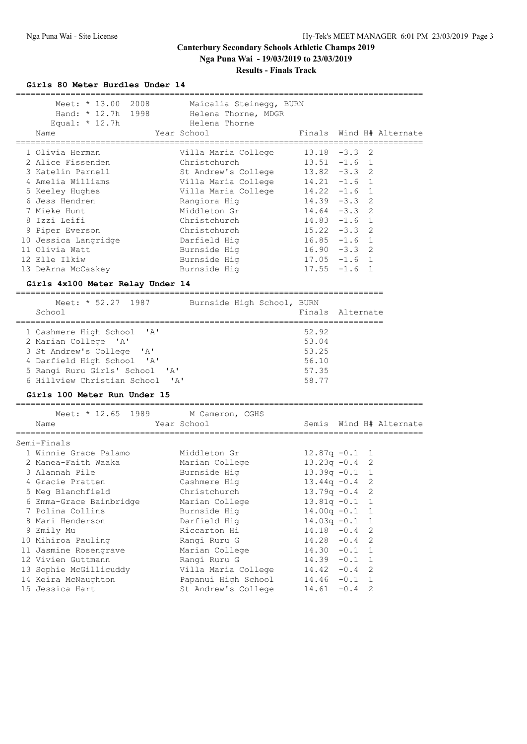# Canterbury Secondary Schools Athletic Champs 2019

**Nga Puna Wai - 19/03/2019 to 23/03/2019**

**Results - Finals Track**

## Girls 80 Meter Hurdles Under 14

Meet: * 13.00 2008 Maicalia Steinegg, BURN
Hand: * 12.7h 1998 Helena Thorne, MDGR
Equal: * 12.7h Helena Thorne

| Name | Year | School | Finals | Wind | H# | Alternate |
|---|---|---|---|---|---|---|
| 1 Olivia Herman | | Villa Maria College | 13.18 | -3.3 | 2 | |
| 2 Alice Fissenden | | Christchurch | 13.51 | -1.6 | 1 | |
| 3 Katelin Parnell | | St Andrew's College | 13.82 | -3.3 | 2 | |
| 4 Amelia Williams | | Villa Maria College | 14.21 | -1.6 | 1 | |
| 5 Keeley Hughes | | Villa Maria College | 14.22 | -1.6 | 1 | |
| 6 Jess Hendren | | Rangiora Hig | 14.39 | -3.3 | 2 | |
| 7 Mieke Hunt | | Middleton Gr | 14.64 | -3.3 | 2 | |
| 8 Izzi Leifi | | Christchurch | 14.83 | -1.6 | 1 | |
| 9 Piper Everson | | Christchurch | 15.22 | -3.3 | 2 | |
| 10 Jessica Langridge | | Darfield Hig | 16.85 | -1.6 | 1 | |
| 11 Olivia Watt | | Burnside Hig | 16.90 | -3.3 | 2 | |
| 12 Elle Ilkiw | | Burnside Hig | 17.05 | -1.6 | 1 | |
| 13 DeArna McCaskey | | Burnside Hig | 17.55 | -1.6 | 1 | |

## Girls 4x100 Meter Relay Under 14

Meet: * 52.27 1987 Burnside High School, BURN

| School | Finals | Alternate |
|---|---|---|
| 1 Cashmere High School 'A' | 52.92 | |
| 2 Marian College 'A' | 53.04 | |
| 3 St Andrew's College 'A' | 53.25 | |
| 4 Darfield High School 'A' | 56.10 | |
| 5 Rangi Ruru Girls' School 'A' | 57.35 | |
| 6 Hillview Christian School 'A' | 58.77 | |

## Girls 100 Meter Run Under 15

Meet: * 12.65 1989 M Cameron, CGHS

Semi-Finals

| Name | Year | School | Semis | Wind | H# | Alternate |
|---|---|---|---|---|---|---|
| 1 Winnie Grace Palamo | | Middleton Gr | 12.87q | -0.1 | 1 | |
| 2 Manea-Faith Waaka | | Marian College | 13.23q | -0.4 | 2 | |
| 3 Alannah Pile | | Burnside Hig | 13.39q | -0.1 | 1 | |
| 4 Gracie Pratten | | Cashmere Hig | 13.44q | -0.4 | 2 | |
| 5 Meg Blanchfield | | Christchurch | 13.79q | -0.4 | 2 | |
| 6 Emma-Grace Bainbridge | | Marian College | 13.81q | -0.1 | 1 | |
| 7 Polina Collins | | Burnside Hig | 14.00q | -0.1 | 1 | |
| 8 Mari Henderson | | Darfield Hig | 14.03q | -0.1 | 1 | |
| 9 Emily Mu | | Riccarton Hi | 14.18 | -0.4 | 2 | |
| 10 Mihiroa Pauling | | Rangi Ruru G | 14.28 | -0.4 | 2 | |
| 11 Jasmine Rosengrave | | Marian College | 14.30 | -0.1 | 1 | |
| 12 Vivien Guttmann | | Rangi Ruru G | 14.39 | -0.1 | 1 | |
| 13 Sophie McGillicuddy | | Villa Maria College | 14.42 | -0.4 | 2 | |
| 14 Keira McNaughton | | Papanui High School | 14.46 | -0.1 | 1 | |
| 15 Jessica Hart | | St Andrew's College | 14.61 | -0.4 | 2 | |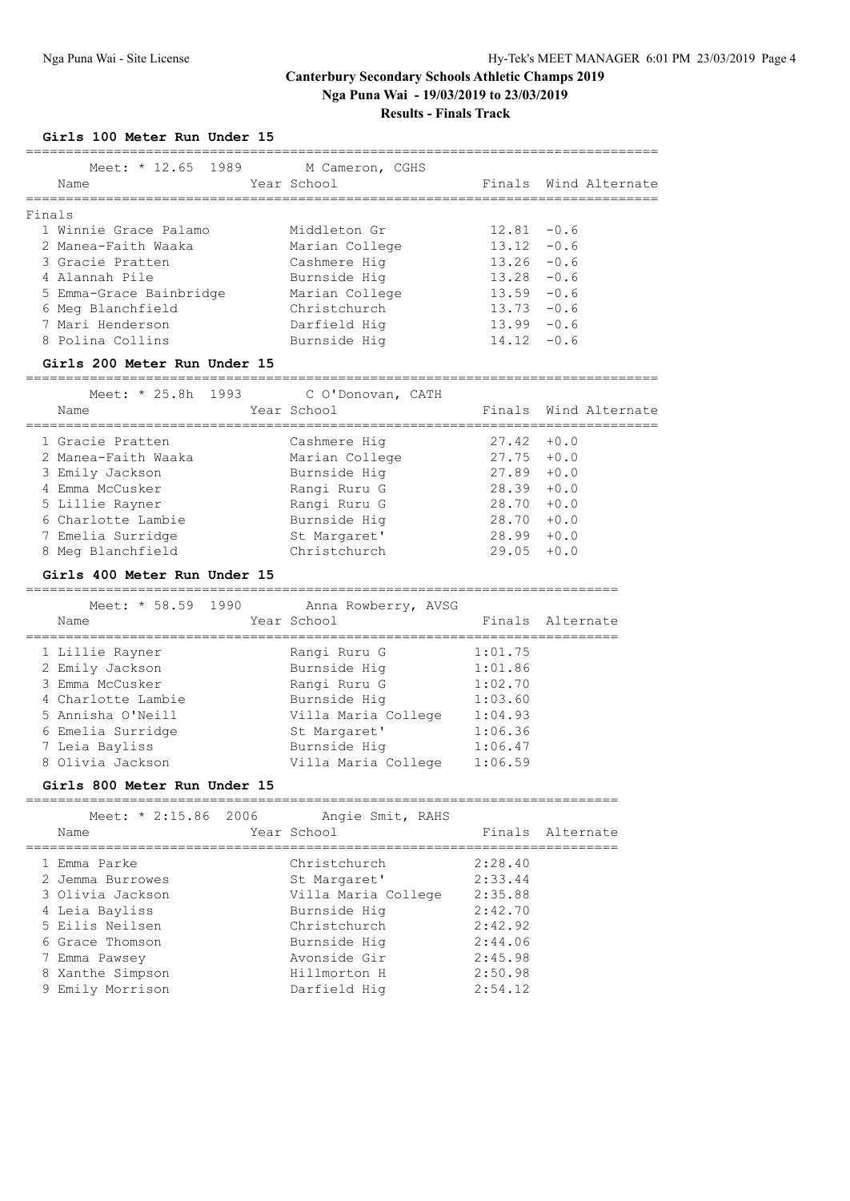# Canterbury Secondary Schools Athletic Champs 2019

## Nga Puna Wai - 19/03/2019 to 23/03/2019

## Results - Finals Track

### Girls 100 Meter Run Under 15

Meet: * 12.65 1989 M Cameron, CGHS

Finals

| Name | Year School | Finals | Wind | Alternate |
|---|---|---|---|---|
| 1 Winnie Grace Palamo | Middleton Gr | 12.81 | -0.6 | |
| 2 Manea-Faith Waaka | Marian College | 13.12 | -0.6 | |
| 3 Gracie Pratten | Cashmere Hig | 13.26 | -0.6 | |
| 4 Alannah Pile | Burnside Hig | 13.28 | -0.6 | |
| 5 Emma-Grace Bainbridge | Marian College | 13.59 | -0.6 | |
| 6 Meg Blanchfield | Christchurch | 13.73 | -0.6 | |
| 7 Mari Henderson | Darfield Hig | 13.99 | -0.6 | |
| 8 Polina Collins | Burnside Hig | 14.12 | -0.6 | |

### Girls 200 Meter Run Under 15

Meet: * 25.8h 1993 C O'Donovan, CATH

| Name | Year School | Finals | Wind | Alternate |
|---|---|---|---|---|
| 1 Gracie Pratten | Cashmere Hig | 27.42 | +0.0 | |
| 2 Manea-Faith Waaka | Marian College | 27.75 | +0.0 | |
| 3 Emily Jackson | Burnside Hig | 27.89 | +0.0 | |
| 4 Emma McCusker | Rangi Ruru G | 28.39 | +0.0 | |
| 5 Lillie Rayner | Rangi Ruru G | 28.70 | +0.0 | |
| 6 Charlotte Lambie | Burnside Hig | 28.70 | +0.0 | |
| 7 Emelia Surridge | St Margaret' | 28.99 | +0.0 | |
| 8 Meg Blanchfield | Christchurch | 29.05 | +0.0 | |

### Girls 400 Meter Run Under 15

Meet: * 58.59 1990 Anna Rowberry, AVSG

| Name | Year School | Finals | Alternate |
|---|---|---|---|
| 1 Lillie Rayner | Rangi Ruru G | 1:01.75 | |
| 2 Emily Jackson | Burnside Hig | 1:01.86 | |
| 3 Emma McCusker | Rangi Ruru G | 1:02.70 | |
| 4 Charlotte Lambie | Burnside Hig | 1:03.60 | |
| 5 Annisha O'Neill | Villa Maria College | 1:04.93 | |
| 6 Emelia Surridge | St Margaret' | 1:06.36 | |
| 7 Leia Bayliss | Burnside Hig | 1:06.47 | |
| 8 Olivia Jackson | Villa Maria College | 1:06.59 | |

### Girls 800 Meter Run Under 15

Meet: * 2:15.86 2006 Angie Smit, RAHS

| Name | Year School | Finals | Alternate |
|---|---|---|---|
| 1 Emma Parke | Christchurch | 2:28.40 | |
| 2 Jemma Burrowes | St Margaret' | 2:33.44 | |
| 3 Olivia Jackson | Villa Maria College | 2:35.88 | |
| 4 Leia Bayliss | Burnside Hig | 2:42.70 | |
| 5 Eilis Neilsen | Christchurch | 2:42.92 | |
| 6 Grace Thomson | Burnside Hig | 2:44.06 | |
| 7 Emma Pawsey | Avonside Gir | 2:45.98 | |
| 8 Xanthe Simpson | Hillmorton H | 2:50.98 | |
| 9 Emily Morrison | Darfield Hig | 2:54.12 | |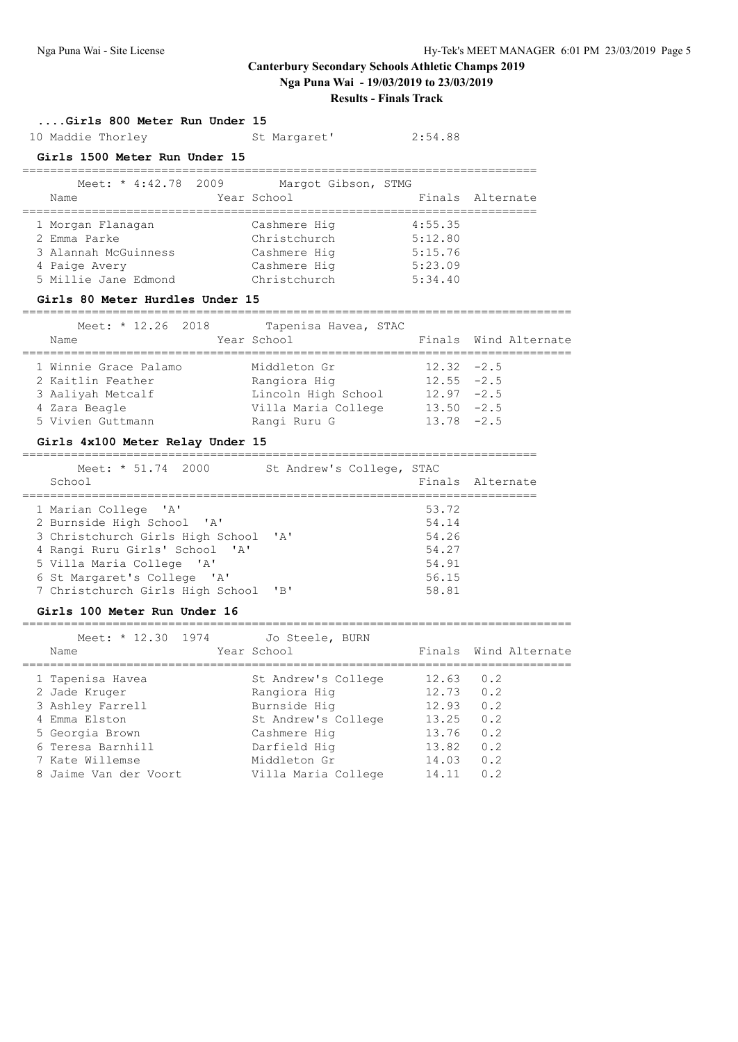# Canterbury Secondary Schools Athletic Champs 2019

**Nga Puna Wai - 19/03/2019 to 23/03/2019**

**Results - Finals Track**

### ....Girls 800 Meter Run Under 15

| | | | |
|---|---|---|---|
| 10 | Maddie Thorley | St Margaret' | 2:54.88 |

### Girls 1500 Meter Run Under 15

Meet: * 4:42.78 2009 Margot Gibson, STMG

| | Name | Year School | Finals | Alternate |
|---|---|---|---|---|
| 1 | Morgan Flanagan | Cashmere Hig | 4:55.35 | |
| 2 | Emma Parke | Christchurch | 5:12.80 | |
| 3 | Alannah McGuinness | Cashmere Hig | 5:15.76 | |
| 4 | Paige Avery | Cashmere Hig | 5:23.09 | |
| 5 | Millie Jane Edmond | Christchurch | 5:34.40 | |

### Girls 80 Meter Hurdles Under 15

Meet: * 12.26 2018 Tapenisa Havea, STAC

| | Name | Year School | Finals | Wind | Alternate |
|---|---|---|---|---|---|
| 1 | Winnie Grace Palamo | Middleton Gr | 12.32 | -2.5 | |
| 2 | Kaitlin Feather | Rangiora Hig | 12.55 | -2.5 | |
| 3 | Aaliyah Metcalf | Lincoln High School | 12.97 | -2.5 | |
| 4 | Zara Beagle | Villa Maria College | 13.50 | -2.5 | |
| 5 | Vivien Guttmann | Rangi Ruru G | 13.78 | -2.5 | |

### Girls 4x100 Meter Relay Under 15

Meet: * 51.74 2000 St Andrew's College, STAC

| | School | Finals | Alternate |
|---|---|---|---|
| 1 | Marian College 'A' | 53.72 | |
| 2 | Burnside High School 'A' | 54.14 | |
| 3 | Christchurch Girls High School 'A' | 54.26 | |
| 4 | Rangi Ruru Girls' School 'A' | 54.27 | |
| 5 | Villa Maria College 'A' | 54.91 | |
| 6 | St Margaret's College 'A' | 56.15 | |
| 7 | Christchurch Girls High School 'B' | 58.81 | |

### Girls 100 Meter Run Under 16

Meet: * 12.30 1974 Jo Steele, BURN

| | Name | Year School | Finals | Wind | Alternate |
|---|---|---|---|---|---|
| 1 | Tapenisa Havea | St Andrew's College | 12.63 | 0.2 | |
| 2 | Jade Kruger | Rangiora Hig | 12.73 | 0.2 | |
| 3 | Ashley Farrell | Burnside Hig | 12.93 | 0.2 | |
| 4 | Emma Elston | St Andrew's College | 13.25 | 0.2 | |
| 5 | Georgia Brown | Cashmere Hig | 13.76 | 0.2 | |
| 6 | Teresa Barnhill | Darfield Hig | 13.82 | 0.2 | |
| 7 | Kate Willemse | Middleton Gr | 14.03 | 0.2 | |
| 8 | Jaime Van der Voort | Villa Maria College | 14.11 | 0.2 | |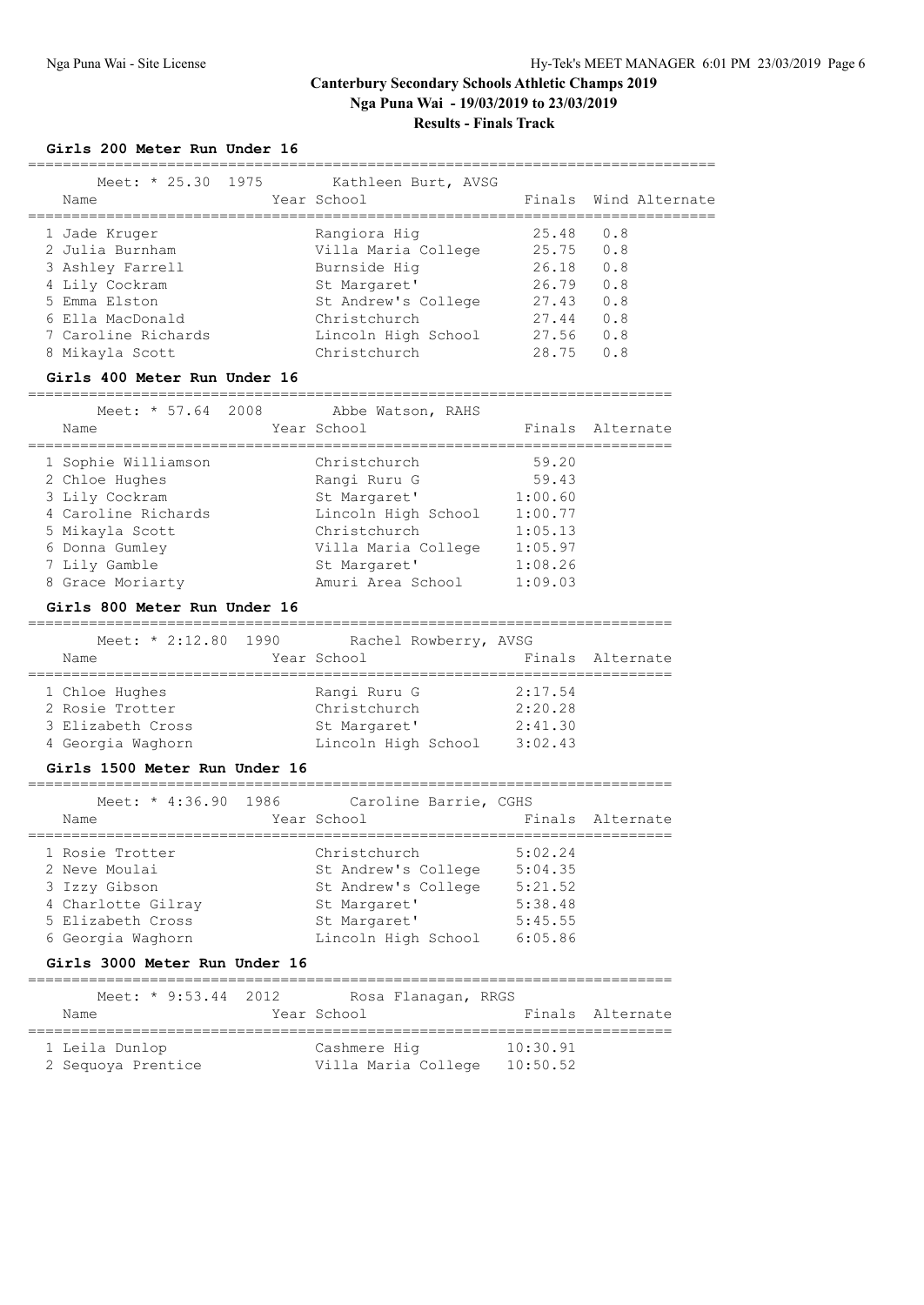# Canterbury Secondary Schools Athletic Champs 2019

**Nga Puna Wai - 19/03/2019 to 23/03/2019**

**Results - Finals Track**

### Girls 200 Meter Run Under 16

Meet: * 25.30 1975 Kathleen Burt, AVSG

| | Name | Year | School | Finals | Wind | Alternate |
|---|---|---|---|---|---|---|
| 1 | Jade Kruger | | Rangiora Hig | 25.48 | 0.8 | |
| 2 | Julia Burnham | | Villa Maria College | 25.75 | 0.8 | |
| 3 | Ashley Farrell | | Burnside Hig | 26.18 | 0.8 | |
| 4 | Lily Cockram | | St Margaret' | 26.79 | 0.8 | |
| 5 | Emma Elston | | St Andrew's College | 27.43 | 0.8 | |
| 6 | Ella MacDonald | | Christchurch | 27.44 | 0.8 | |
| 7 | Caroline Richards | | Lincoln High School | 27.56 | 0.8 | |
| 8 | Mikayla Scott | | Christchurch | 28.75 | 0.8 | |

### Girls 400 Meter Run Under 16

Meet: * 57.64 2008 Abbe Watson, RAHS

| | Name | Year | School | Finals | Alternate |
|---|---|---|---|---|---|
| 1 | Sophie Williamson | | Christchurch | 59.20 | |
| 2 | Chloe Hughes | | Rangi Ruru G | 59.43 | |
| 3 | Lily Cockram | | St Margaret' | 1:00.60 | |
| 4 | Caroline Richards | | Lincoln High School | 1:00.77 | |
| 5 | Mikayla Scott | | Christchurch | 1:05.13 | |
| 6 | Donna Gumley | | Villa Maria College | 1:05.97 | |
| 7 | Lily Gamble | | St Margaret' | 1:08.26 | |
| 8 | Grace Moriarty | | Amuri Area School | 1:09.03 | |

### Girls 800 Meter Run Under 16

Meet: * 2:12.80 1990 Rachel Rowberry, AVSG

| | Name | Year | School | Finals | Alternate |
|---|---|---|---|---|---|
| 1 | Chloe Hughes | | Rangi Ruru G | 2:17.54 | |
| 2 | Rosie Trotter | | Christchurch | 2:20.28 | |
| 3 | Elizabeth Cross | | St Margaret' | 2:41.30 | |
| 4 | Georgia Waghorn | | Lincoln High School | 3:02.43 | |

### Girls 1500 Meter Run Under 16

Meet: * 4:36.90 1986 Caroline Barrie, CGHS

| | Name | Year | School | Finals | Alternate |
|---|---|---|---|---|---|
| 1 | Rosie Trotter | | Christchurch | 5:02.24 | |
| 2 | Neve Moulai | | St Andrew's College | 5:04.35 | |
| 3 | Izzy Gibson | | St Andrew's College | 5:21.52 | |
| 4 | Charlotte Gilray | | St Margaret' | 5:38.48 | |
| 5 | Elizabeth Cross | | St Margaret' | 5:45.55 | |
| 6 | Georgia Waghorn | | Lincoln High School | 6:05.86 | |

### Girls 3000 Meter Run Under 16

Meet: * 9:53.44 2012 Rosa Flanagan, RRGS

| | Name | Year | School | Finals | Alternate |
|---|---|---|---|---|---|
| 1 | Leila Dunlop | | Cashmere Hig | 10:30.91 | |
| 2 | Sequoya Prentice | | Villa Maria College | 10:50.52 | |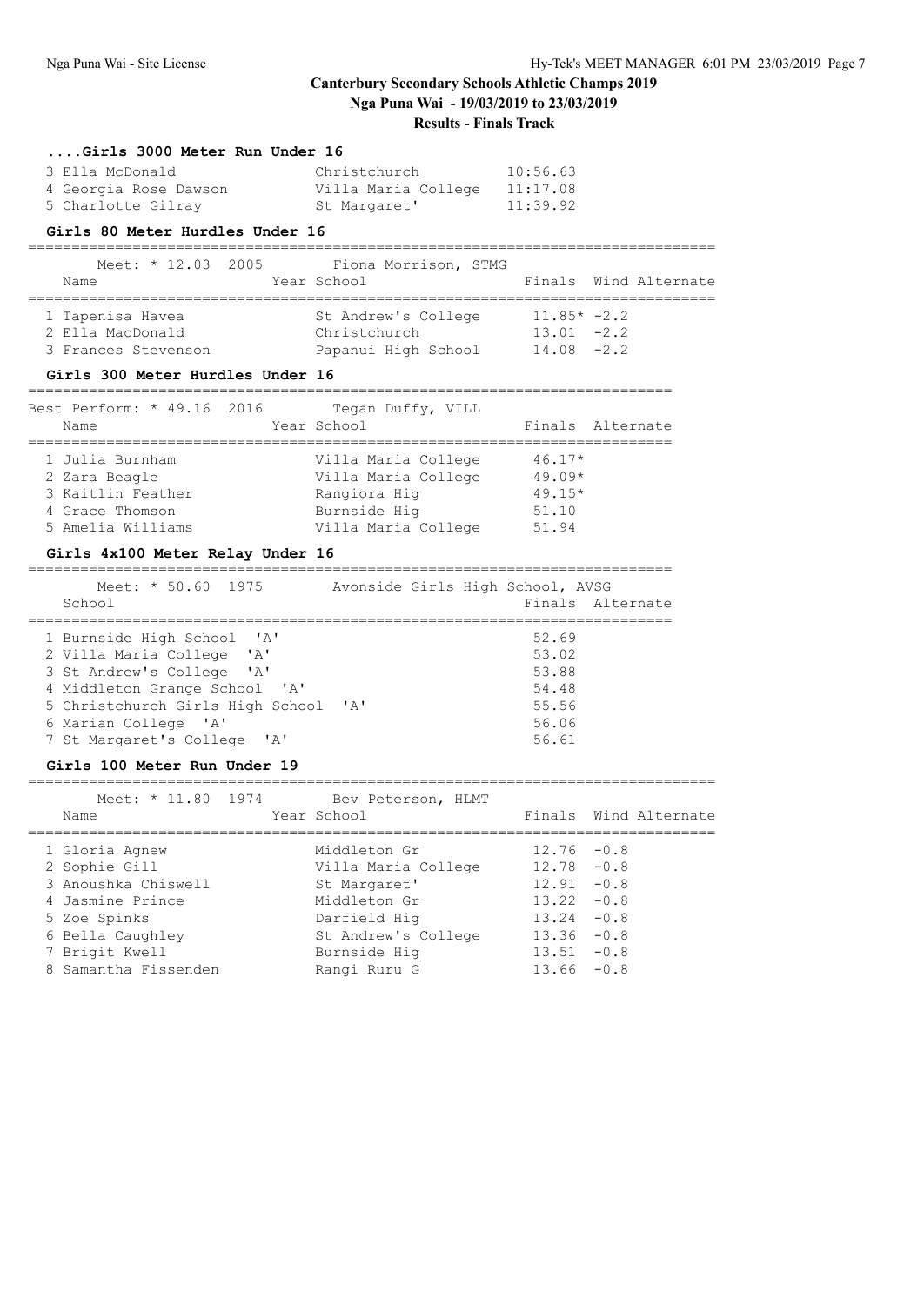# Canterbury Secondary Schools Athletic Champs 2019

**Nga Puna Wai - 19/03/2019 to 23/03/2019**

**Results - Finals Track**

### ....Girls 3000 Meter Run Under 16

| | | | |
|---|---|---|---|
| 3 | Ella McDonald | Christchurch | 10:56.63 |
| 4 | Georgia Rose Dawson | Villa Maria College | 11:17.08 |
| 5 | Charlotte Gilray | St Margaret' | 11:39.92 |

### Girls 80 Meter Hurdles Under 16

Meet: * 12.03 2005 Fiona Morrison, STMG

| | Name | Year School | Finals | Wind | Alternate |
|---|---|---|---|---|---|
| 1 | Tapenisa Havea | St Andrew's College | 11.85* | -2.2 | |
| 2 | Ella MacDonald | Christchurch | 13.01 | -2.2 | |
| 3 | Frances Stevenson | Papanui High School | 14.08 | -2.2 | |

### Girls 300 Meter Hurdles Under 16

Best Perform: * 49.16 2016 Tegan Duffy, VILL

| | Name | Year School | Finals | Alternate |
|---|---|---|---|---|
| 1 | Julia Burnham | Villa Maria College | 46.17* | |
| 2 | Zara Beagle | Villa Maria College | 49.09* | |
| 3 | Kaitlin Feather | Rangiora Hig | 49.15* | |
| 4 | Grace Thomson | Burnside Hig | 51.10 | |
| 5 | Amelia Williams | Villa Maria College | 51.94 | |

### Girls 4x100 Meter Relay Under 16

Meet: * 50.60 1975 Avonside Girls High School, AVSG

| | School | Finals | Alternate |
|---|---|---|---|
| 1 | Burnside High School 'A' | 52.69 | |
| 2 | Villa Maria College 'A' | 53.02 | |
| 3 | St Andrew's College 'A' | 53.88 | |
| 4 | Middleton Grange School 'A' | 54.48 | |
| 5 | Christchurch Girls High School 'A' | 55.56 | |
| 6 | Marian College 'A' | 56.06 | |
| 7 | St Margaret's College 'A' | 56.61 | |

### Girls 100 Meter Run Under 19

Meet: * 11.80 1974 Bev Peterson, HLMT

| | Name | Year School | Finals | Wind | Alternate |
|---|---|---|---|---|---|
| 1 | Gloria Agnew | Middleton Gr | 12.76 | -0.8 | |
| 2 | Sophie Gill | Villa Maria College | 12.78 | -0.8 | |
| 3 | Anoushka Chiswell | St Margaret' | 12.91 | -0.8 | |
| 4 | Jasmine Prince | Middleton Gr | 13.22 | -0.8 | |
| 5 | Zoe Spinks | Darfield Hig | 13.24 | -0.8 | |
| 6 | Bella Caughley | St Andrew's College | 13.36 | -0.8 | |
| 7 | Brigit Kwell | Burnside Hig | 13.51 | -0.8 | |
| 8 | Samantha Fissenden | Rangi Ruru G | 13.66 | -0.8 | |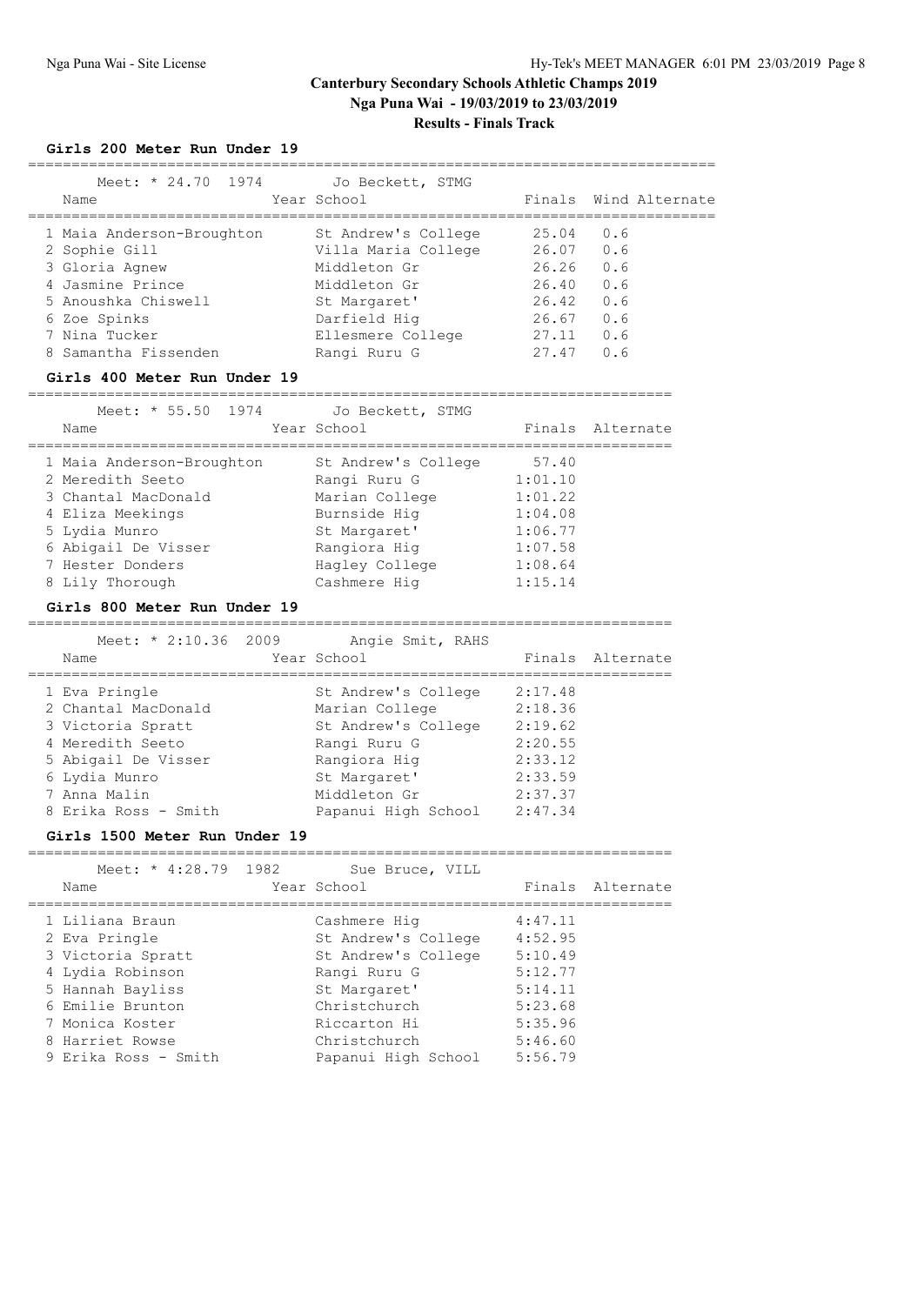# Canterbury Secondary Schools Athletic Champs 2019

## Nga Puna Wai - 19/03/2019 to 23/03/2019

### Results - Finals Track

#### Girls 200 Meter Run Under 19

Meet: * 24.70 1974 Jo Beckett, STMG

| Name | Year School | Finals | Wind | Alternate |
|---|---|---|---|---|
| 1 Maia Anderson-Broughton | St Andrew's College | 25.04 | 0.6 | |
| 2 Sophie Gill | Villa Maria College | 26.07 | 0.6 | |
| 3 Gloria Agnew | Middleton Gr | 26.26 | 0.6 | |
| 4 Jasmine Prince | Middleton Gr | 26.40 | 0.6 | |
| 5 Anoushka Chiswell | St Margaret' | 26.42 | 0.6 | |
| 6 Zoe Spinks | Darfield Hig | 26.67 | 0.6 | |
| 7 Nina Tucker | Ellesmere College | 27.11 | 0.6 | |
| 8 Samantha Fissenden | Rangi Ruru G | 27.47 | 0.6 | |

#### Girls 400 Meter Run Under 19

Meet: * 55.50 1974 Jo Beckett, STMG

| Name | Year School | Finals | Alternate |
|---|---|---|---|
| 1 Maia Anderson-Broughton | St Andrew's College | 57.40 | |
| 2 Meredith Seeto | Rangi Ruru G | 1:01.10 | |
| 3 Chantal MacDonald | Marian College | 1:01.22 | |
| 4 Eliza Meekings | Burnside Hig | 1:04.08 | |
| 5 Lydia Munro | St Margaret' | 1:06.77 | |
| 6 Abigail De Visser | Rangiora Hig | 1:07.58 | |
| 7 Hester Donders | Hagley College | 1:08.64 | |
| 8 Lily Thorough | Cashmere Hig | 1:15.14 | |

#### Girls 800 Meter Run Under 19

Meet: * 2:10.36 2009 Angie Smit, RAHS

| Name | Year School | Finals | Alternate |
|---|---|---|---|
| 1 Eva Pringle | St Andrew's College | 2:17.48 | |
| 2 Chantal MacDonald | Marian College | 2:18.36 | |
| 3 Victoria Spratt | St Andrew's College | 2:19.62 | |
| 4 Meredith Seeto | Rangi Ruru G | 2:20.55 | |
| 5 Abigail De Visser | Rangiora Hig | 2:33.12 | |
| 6 Lydia Munro | St Margaret' | 2:33.59 | |
| 7 Anna Malin | Middleton Gr | 2:37.37 | |
| 8 Erika Ross - Smith | Papanui High School | 2:47.34 | |

#### Girls 1500 Meter Run Under 19

Meet: * 4:28.79 1982 Sue Bruce, VILL

| Name | Year School | Finals | Alternate |
|---|---|---|---|
| 1 Liliana Braun | Cashmere Hig | 4:47.11 | |
| 2 Eva Pringle | St Andrew's College | 4:52.95 | |
| 3 Victoria Spratt | St Andrew's College | 5:10.49 | |
| 4 Lydia Robinson | Rangi Ruru G | 5:12.77 | |
| 5 Hannah Bayliss | St Margaret' | 5:14.11 | |
| 6 Emilie Brunton | Christchurch | 5:23.68 | |
| 7 Monica Koster | Riccarton Hi | 5:35.96 | |
| 8 Harriet Rowse | Christchurch | 5:46.60 | |
| 9 Erika Ross - Smith | Papanui High School | 5:56.79 | |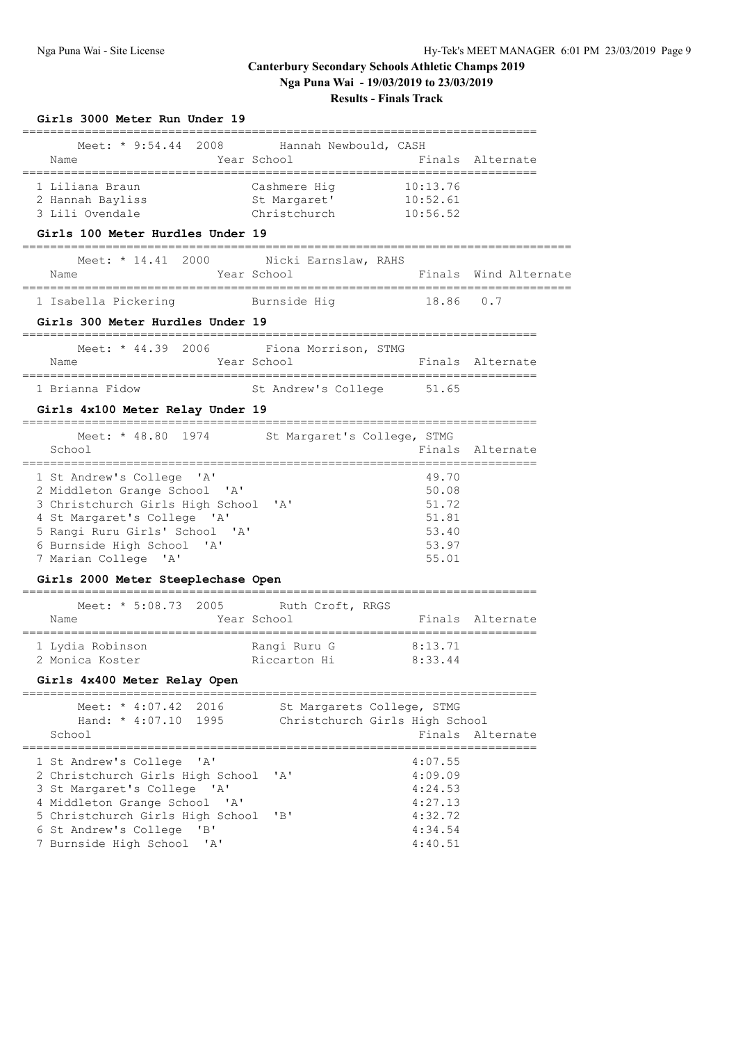# Canterbury Secondary Schools Athletic Champs 2019

**Nga Puna Wai - 19/03/2019 to 23/03/2019**

**Results - Finals Track**

## Girls 3000 Meter Run Under 19

Meet: * 9:54.44 2008 Hannah Newbould, CASH

| Name | Year School | Finals | Alternate |
|---|---|---|---|
| 1 Liliana Braun | Cashmere Hig | 10:13.76 | |
| 2 Hannah Bayliss | St Margaret' | 10:52.61 | |
| 3 Lili Ovendale | Christchurch | 10:56.52 | |

## Girls 100 Meter Hurdles Under 19

Meet: * 14.41 2000 Nicki Earnslaw, RAHS

| Name | Year School | Finals | Wind | Alternate |
|---|---|---|---|---|
| 1 Isabella Pickering | Burnside Hig | 18.86 | 0.7 | |

## Girls 300 Meter Hurdles Under 19

Meet: * 44.39 2006 Fiona Morrison, STMG

| Name | Year School | Finals | Alternate |
|---|---|---|---|
| 1 Brianna Fidow | St Andrew's College | 51.65 | |

## Girls 4x100 Meter Relay Under 19

Meet: * 48.80 1974 St Margaret's College, STMG

| School | Finals | Alternate |
|---|---|---|
| 1 St Andrew's College 'A' | 49.70 | |
| 2 Middleton Grange School 'A' | 50.08 | |
| 3 Christchurch Girls High School 'A' | 51.72 | |
| 4 St Margaret's College 'A' | 51.81 | |
| 5 Rangi Ruru Girls' School 'A' | 53.40 | |
| 6 Burnside High School 'A' | 53.97 | |
| 7 Marian College 'A' | 55.01 | |

## Girls 2000 Meter Steeplechase Open

Meet: * 5:08.73 2005 Ruth Croft, RRGS

| Name | Year School | Finals | Alternate |
|---|---|---|---|
| 1 Lydia Robinson | Rangi Ruru G | 8:13.71 | |
| 2 Monica Koster | Riccarton Hi | 8:33.44 | |

## Girls 4x400 Meter Relay Open

Meet: * 4:07.42 2016 St Margarets College, STMG
Hand: * 4:07.10 1995 Christchurch Girls High School

| School | Finals | Alternate |
|---|---|---|
| 1 St Andrew's College 'A' | 4:07.55 | |
| 2 Christchurch Girls High School 'A' | 4:09.09 | |
| 3 St Margaret's College 'A' | 4:24.53 | |
| 4 Middleton Grange School 'A' | 4:27.13 | |
| 5 Christchurch Girls High School 'B' | 4:32.72 | |
| 6 St Andrew's College 'B' | 4:34.54 | |
| 7 Burnside High School 'A' | 4:40.51 | |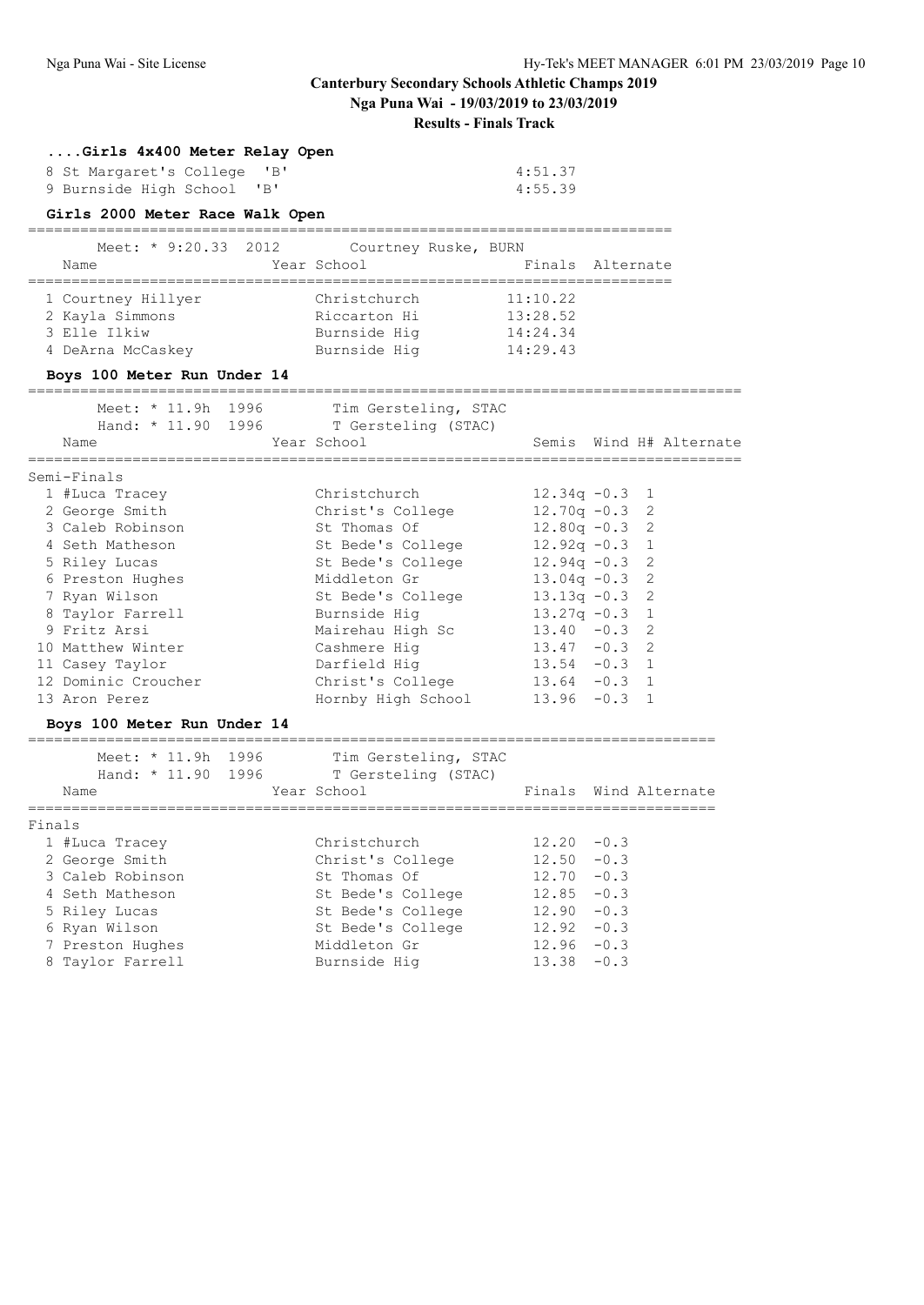# Canterbury Secondary Schools Athletic Champs 2019

**Nga Puna Wai - 19/03/2019 to 23/03/2019**

**Results - Finals Track**

### ....Girls 4x400 Meter Relay Open

| | | |
|---|---|---|
| 8 | St Margaret's College 'B' | 4:51.37 |
| 9 | Burnside High School 'B' | 4:55.39 |

### Girls 2000 Meter Race Walk Open

Meet: * 9:20.33 2012 Courtney Ruske, BURN

| | Name | Year | School | Finals | Alternate |
|---|---|---|---|---|---|
| 1 | Courtney Hillyer | | Christchurch | 11:10.22 | |
| 2 | Kayla Simmons | | Riccarton Hi | 13:28.52 | |
| 3 | Elle Ilkiw | | Burnside Hig | 14:24.34 | |
| 4 | DeArna McCaskey | | Burnside Hig | 14:29.43 | |

### Boys 100 Meter Run Under 14

Meet: * 11.9h 1996 Tim Gersteling, STAC
Hand: * 11.90 1996 T Gersteling (STAC)

Semi-Finals

| | Name | Year | School | Semis | Wind | H# | Alternate |
|---|---|---|---|---|---|---|---|
| 1 | #Luca Tracey | | Christchurch | 12.34q | -0.3 | 1 | |
| 2 | George Smith | | Christ's College | 12.70q | -0.3 | 2 | |
| 3 | Caleb Robinson | | St Thomas Of | 12.80q | -0.3 | 2 | |
| 4 | Seth Matheson | | St Bede's College | 12.92q | -0.3 | 1 | |
| 5 | Riley Lucas | | St Bede's College | 12.94q | -0.3 | 2 | |
| 6 | Preston Hughes | | Middleton Gr | 13.04q | -0.3 | 2 | |
| 7 | Ryan Wilson | | St Bede's College | 13.13q | -0.3 | 2 | |
| 8 | Taylor Farrell | | Burnside Hig | 13.27q | -0.3 | 1 | |
| 9 | Fritz Arsi | | Mairehau High Sc | 13.40 | -0.3 | 2 | |
| 10 | Matthew Winter | | Cashmere Hig | 13.47 | -0.3 | 2 | |
| 11 | Casey Taylor | | Darfield Hig | 13.54 | -0.3 | 1 | |
| 12 | Dominic Croucher | | Christ's College | 13.64 | -0.3 | 1 | |
| 13 | Aron Perez | | Hornby High School | 13.96 | -0.3 | 1 | |

### Boys 100 Meter Run Under 14

Meet: * 11.9h 1996 Tim Gersteling, STAC
Hand: * 11.90 1996 T Gersteling (STAC)

Finals

| | Name | Year | School | Finals | Wind | Alternate |
|---|---|---|---|---|---|---|
| 1 | #Luca Tracey | | Christchurch | 12.20 | -0.3 | |
| 2 | George Smith | | Christ's College | 12.50 | -0.3 | |
| 3 | Caleb Robinson | | St Thomas Of | 12.70 | -0.3 | |
| 4 | Seth Matheson | | St Bede's College | 12.85 | -0.3 | |
| 5 | Riley Lucas | | St Bede's College | 12.90 | -0.3 | |
| 6 | Ryan Wilson | | St Bede's College | 12.92 | -0.3 | |
| 7 | Preston Hughes | | Middleton Gr | 12.96 | -0.3 | |
| 8 | Taylor Farrell | | Burnside Hig | 13.38 | -0.3 | |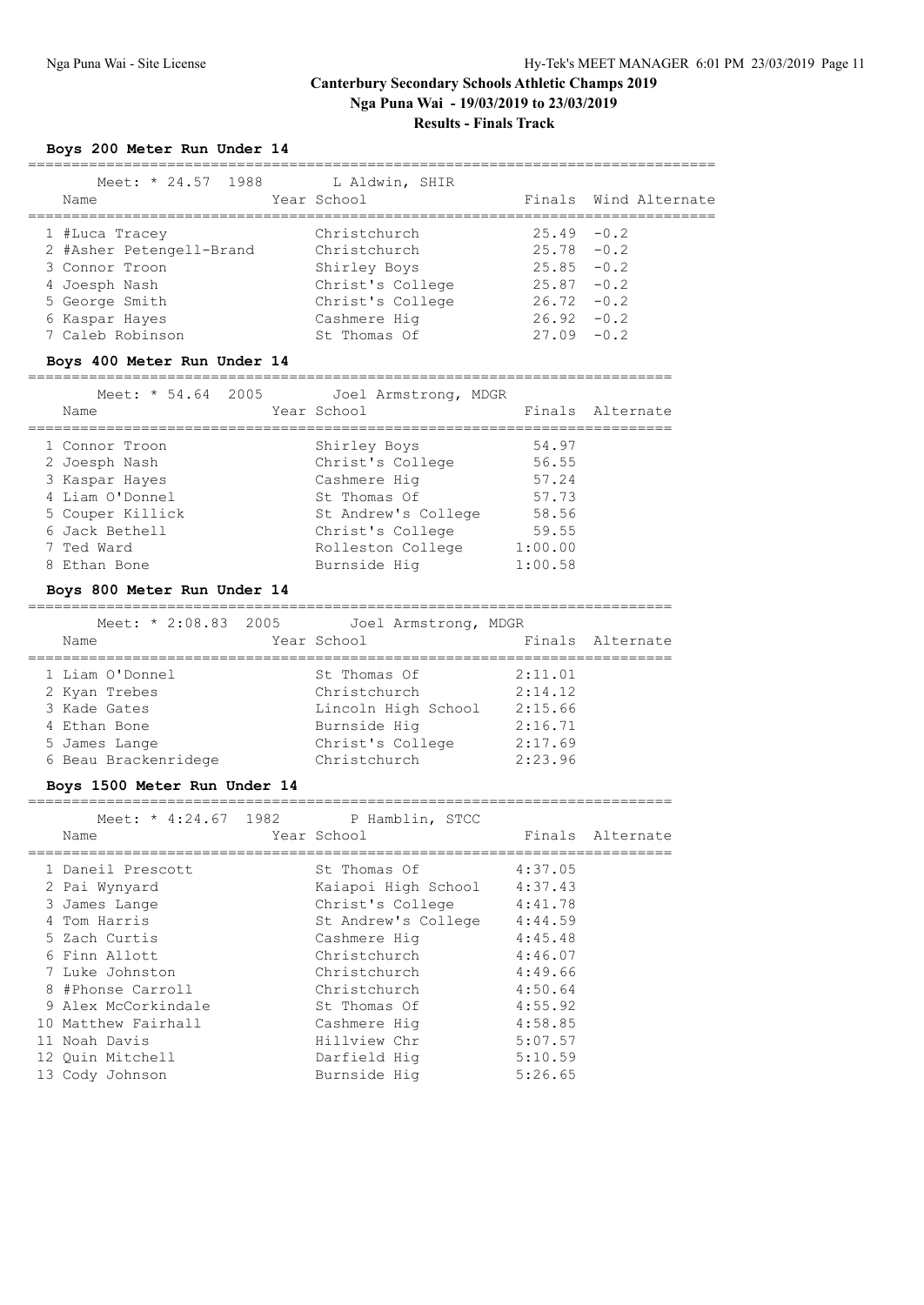# Canterbury Secondary Schools Athletic Champs 2019

## Nga Puna Wai - 19/03/2019 to 23/03/2019

## Results - Finals Track

### Boys 200 Meter Run Under 14

Meet: * 24.57 1988 L Aldwin, SHIR

| | Name | Year School | Finals | Wind | Alternate |
|---|---|---|---|---|---|
| 1 | #Luca Tracey | Christchurch | 25.49 | -0.2 | |
| 2 | #Asher Petengell-Brand | Christchurch | 25.78 | -0.2 | |
| 3 | Connor Troon | Shirley Boys | 25.85 | -0.2 | |
| 4 | Joesph Nash | Christ's College | 25.87 | -0.2 | |
| 5 | George Smith | Christ's College | 26.72 | -0.2 | |
| 6 | Kaspar Hayes | Cashmere Hig | 26.92 | -0.2 | |
| 7 | Caleb Robinson | St Thomas Of | 27.09 | -0.2 | |

### Boys 400 Meter Run Under 14

Meet: * 54.64 2005 Joel Armstrong, MDGR

| | Name | Year School | Finals | Alternate |
|---|---|---|---|---|
| 1 | Connor Troon | Shirley Boys | 54.97 | |
| 2 | Joesph Nash | Christ's College | 56.55 | |
| 3 | Kaspar Hayes | Cashmere Hig | 57.24 | |
| 4 | Liam O'Donnel | St Thomas Of | 57.73 | |
| 5 | Couper Killick | St Andrew's College | 58.56 | |
| 6 | Jack Bethell | Christ's College | 59.55 | |
| 7 | Ted Ward | Rolleston College | 1:00.00 | |
| 8 | Ethan Bone | Burnside Hig | 1:00.58 | |

### Boys 800 Meter Run Under 14

Meet: * 2:08.83 2005 Joel Armstrong, MDGR

| | Name | Year School | Finals | Alternate |
|---|---|---|---|---|
| 1 | Liam O'Donnel | St Thomas Of | 2:11.01 | |
| 2 | Kyan Trebes | Christchurch | 2:14.12 | |
| 3 | Kade Gates | Lincoln High School | 2:15.66 | |
| 4 | Ethan Bone | Burnside Hig | 2:16.71 | |
| 5 | James Lange | Christ's College | 2:17.69 | |
| 6 | Beau Brackenridege | Christchurch | 2:23.96 | |

### Boys 1500 Meter Run Under 14

Meet: * 4:24.67 1982 P Hamblin, STCC

| | Name | Year School | Finals | Alternate |
|---|---|---|---|---|
| 1 | Daneil Prescott | St Thomas Of | 4:37.05 | |
| 2 | Pai Wynyard | Kaiapoi High School | 4:37.43 | |
| 3 | James Lange | Christ's College | 4:41.78 | |
| 4 | Tom Harris | St Andrew's College | 4:44.59 | |
| 5 | Zach Curtis | Cashmere Hig | 4:45.48 | |
| 6 | Finn Allott | Christchurch | 4:46.07 | |
| 7 | Luke Johnston | Christchurch | 4:49.66 | |
| 8 | #Phonse Carroll | Christchurch | 4:50.64 | |
| 9 | Alex McCorkindale | St Thomas Of | 4:55.92 | |
| 10 | Matthew Fairhall | Cashmere Hig | 4:58.85 | |
| 11 | Noah Davis | Hillview Chr | 5:07.57 | |
| 12 | Quin Mitchell | Darfield Hig | 5:10.59 | |
| 13 | Cody Johnson | Burnside Hig | 5:26.65 | |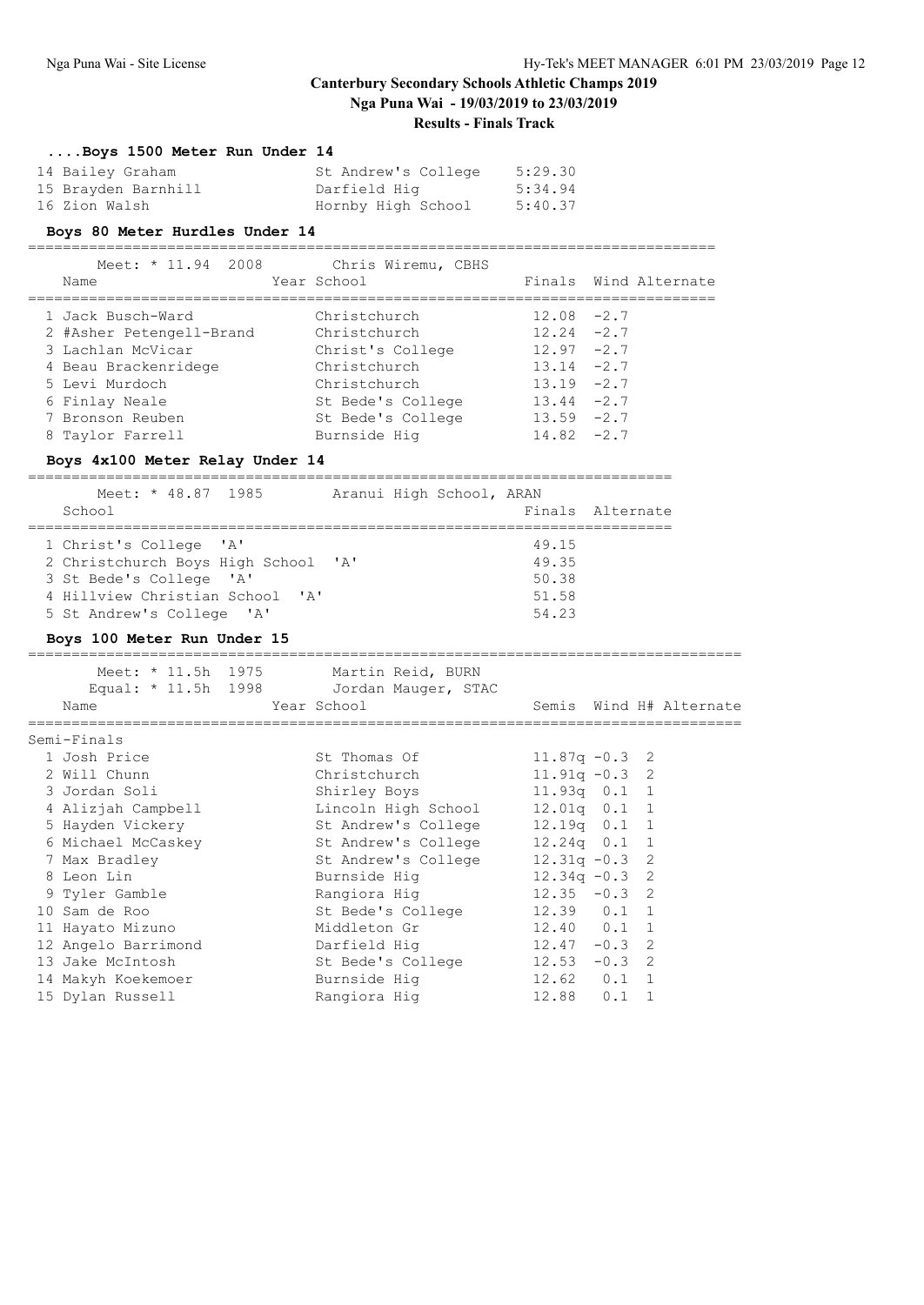# Canterbury Secondary Schools Athletic Champs 2019

## Nga Puna Wai - 19/03/2019 to 23/03/2019

## Results - Finals Track

### ....Boys 1500 Meter Run Under 14

| | | | |
|---|---|---|---|
| 14 | Bailey Graham | St Andrew's College | 5:29.30 |
| 15 | Brayden Barnhill | Darfield Hig | 5:34.94 |
| 16 | Zion Walsh | Hornby High School | 5:40.37 |

### Boys 80 Meter Hurdles Under 14

Meet: * 11.94 2008 Chris Wiremu, CBHS

| | Name | Year School | Finals | Wind | Alternate |
|---|---|---|---|---|---|
| 1 | Jack Busch-Ward | Christchurch | 12.08 | -2.7 | |
| 2 | #Asher Petengell-Brand | Christchurch | 12.24 | -2.7 | |
| 3 | Lachlan McVicar | Christ's College | 12.97 | -2.7 | |
| 4 | Beau Brackenridege | Christchurch | 13.14 | -2.7 | |
| 5 | Levi Murdoch | Christchurch | 13.19 | -2.7 | |
| 6 | Finlay Neale | St Bede's College | 13.44 | -2.7 | |
| 7 | Bronson Reuben | St Bede's College | 13.59 | -2.7 | |
| 8 | Taylor Farrell | Burnside Hig | 14.82 | -2.7 | |

### Boys 4x100 Meter Relay Under 14

Meet: * 48.87 1985 Aranui High School, ARAN

| | School | Finals | Alternate |
|---|---|---|---|
| 1 | Christ's College 'A' | 49.15 | |
| 2 | Christchurch Boys High School 'A' | 49.35 | |
| 3 | St Bede's College 'A' | 50.38 | |
| 4 | Hillview Christian School 'A' | 51.58 | |
| 5 | St Andrew's College 'A' | 54.23 | |

### Boys 100 Meter Run Under 15

Meet: * 11.5h 1975 Martin Reid, BURN
Equal: * 11.5h 1998 Jordan Mauger, STAC

Semi-Finals

| | Name | Year School | Semis | Wind | H# | Alternate |
|---|---|---|---|---|---|---|
| 1 | Josh Price | St Thomas Of | 11.87q | -0.3 | 2 | |
| 2 | Will Chunn | Christchurch | 11.91q | -0.3 | 2 | |
| 3 | Jordan Soli | Shirley Boys | 11.93q | 0.1 | 1 | |
| 4 | Alizjah Campbell | Lincoln High School | 12.01q | 0.1 | 1 | |
| 5 | Hayden Vickery | St Andrew's College | 12.19q | 0.1 | 1 | |
| 6 | Michael McCaskey | St Andrew's College | 12.24q | 0.1 | 1 | |
| 7 | Max Bradley | St Andrew's College | 12.31q | -0.3 | 2 | |
| 8 | Leon Lin | Burnside Hig | 12.34q | -0.3 | 2 | |
| 9 | Tyler Gamble | Rangiora Hig | 12.35 | -0.3 | 2 | |
| 10 | Sam de Roo | St Bede's College | 12.39 | 0.1 | 1 | |
| 11 | Hayato Mizuno | Middleton Gr | 12.40 | 0.1 | 1 | |
| 12 | Angelo Barrimond | Darfield Hig | 12.47 | -0.3 | 2 | |
| 13 | Jake McIntosh | St Bede's College | 12.53 | -0.3 | 2 | |
| 14 | Makyh Koekemoer | Burnside Hig | 12.62 | 0.1 | 1 | |
| 15 | Dylan Russell | Rangiora Hig | 12.88 | 0.1 | 1 | |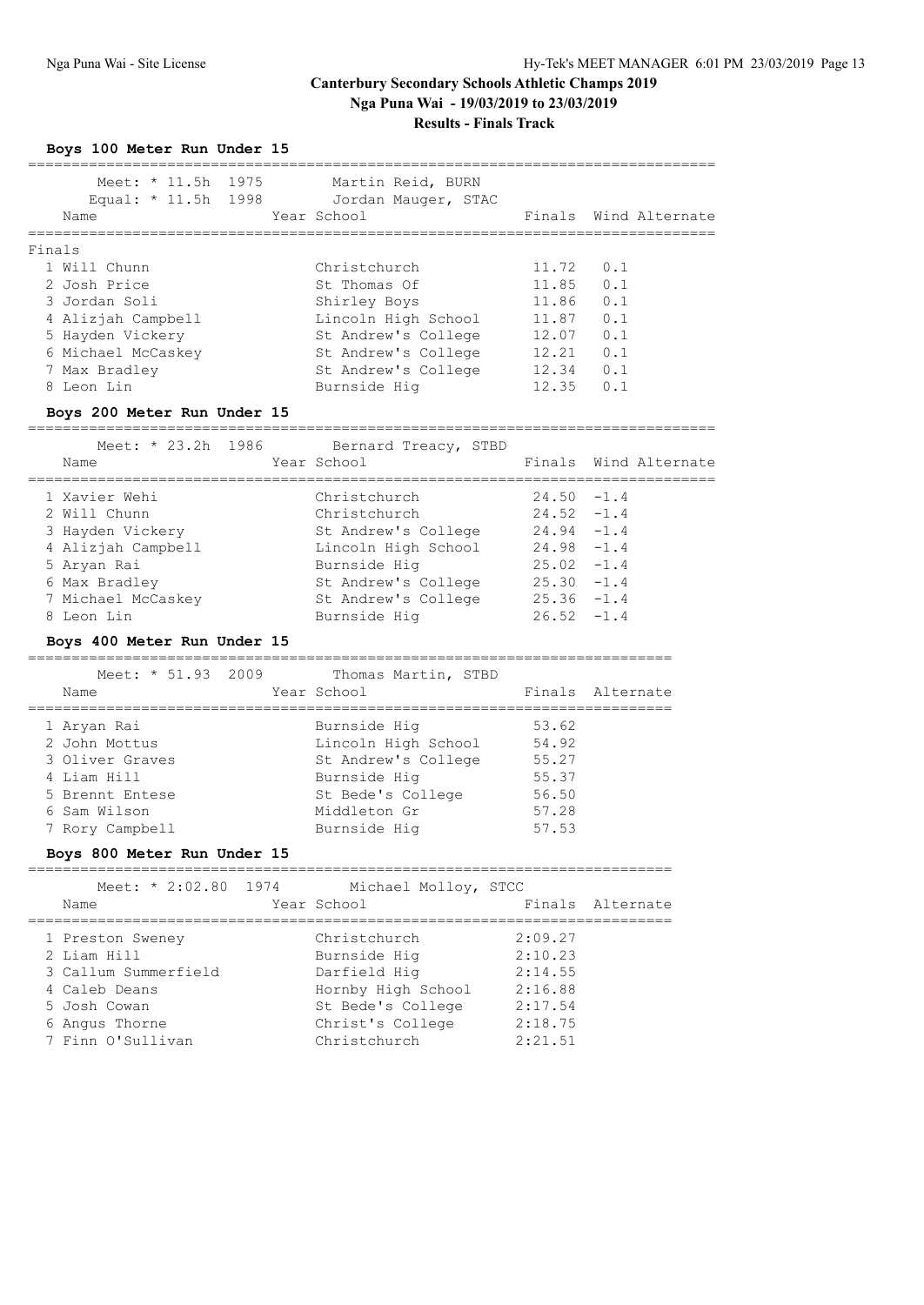# Canterbury Secondary Schools Athletic Champs 2019

## Nga Puna Wai - 19/03/2019 to 23/03/2019

## Results - Finals Track

### Boys 100 Meter Run Under 15

Meet: * 11.5h 1975 Martin Reid, BURN
Equal: * 11.5h 1998 Jordan Mauger, STAC

Finals

| Name | Year | School | Finals | Wind | Alternate |
|---|---|---|---|---|---|
| 1 Will Chunn | | Christchurch | 11.72 | 0.1 | |
| 2 Josh Price | | St Thomas Of | 11.85 | 0.1 | |
| 3 Jordan Soli | | Shirley Boys | 11.86 | 0.1 | |
| 4 Alizjah Campbell | | Lincoln High School | 11.87 | 0.1 | |
| 5 Hayden Vickery | | St Andrew's College | 12.07 | 0.1 | |
| 6 Michael McCaskey | | St Andrew's College | 12.21 | 0.1 | |
| 7 Max Bradley | | St Andrew's College | 12.34 | 0.1 | |
| 8 Leon Lin | | Burnside Hig | 12.35 | 0.1 | |

### Boys 200 Meter Run Under 15

Meet: * 23.2h 1986 Bernard Treacy, STBD

| Name | Year | School | Finals | Wind | Alternate |
|---|---|---|---|---|---|
| 1 Xavier Wehi | | Christchurch | 24.50 | -1.4 | |
| 2 Will Chunn | | Christchurch | 24.52 | -1.4 | |
| 3 Hayden Vickery | | St Andrew's College | 24.94 | -1.4 | |
| 4 Alizjah Campbell | | Lincoln High School | 24.98 | -1.4 | |
| 5 Aryan Rai | | Burnside Hig | 25.02 | -1.4 | |
| 6 Max Bradley | | St Andrew's College | 25.30 | -1.4 | |
| 7 Michael McCaskey | | St Andrew's College | 25.36 | -1.4 | |
| 8 Leon Lin | | Burnside Hig | 26.52 | -1.4 | |

### Boys 400 Meter Run Under 15

Meet: * 51.93 2009 Thomas Martin, STBD

| Name | Year | School | Finals | Alternate |
|---|---|---|---|---|
| 1 Aryan Rai | | Burnside Hig | 53.62 | |
| 2 John Mottus | | Lincoln High School | 54.92 | |
| 3 Oliver Graves | | St Andrew's College | 55.27 | |
| 4 Liam Hill | | Burnside Hig | 55.37 | |
| 5 Brennt Entese | | St Bede's College | 56.50 | |
| 6 Sam Wilson | | Middleton Gr | 57.28 | |
| 7 Rory Campbell | | Burnside Hig | 57.53 | |

### Boys 800 Meter Run Under 15

Meet: * 2:02.80 1974 Michael Molloy, STCC

| Name | Year | School | Finals | Alternate |
|---|---|---|---|---|
| 1 Preston Sweney | | Christchurch | 2:09.27 | |
| 2 Liam Hill | | Burnside Hig | 2:10.23 | |
| 3 Callum Summerfield | | Darfield Hig | 2:14.55 | |
| 4 Caleb Deans | | Hornby High School | 2:16.88 | |
| 5 Josh Cowan | | St Bede's College | 2:17.54 | |
| 6 Angus Thorne | | Christ's College | 2:18.75 | |
| 7 Finn O'Sullivan | | Christchurch | 2:21.51 | |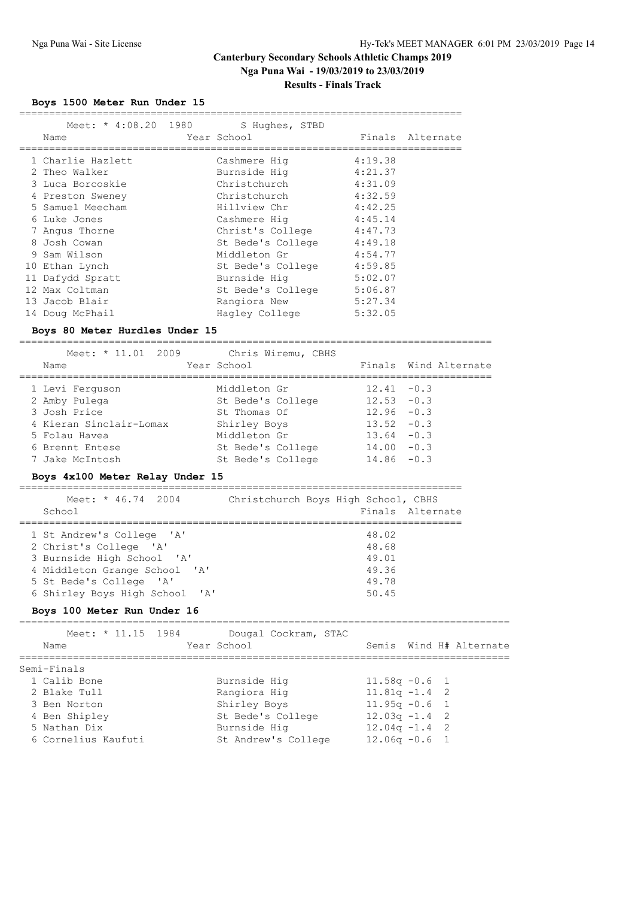# Canterbury Secondary Schools Athletic Champs 2019

## Nga Puna Wai - 19/03/2019 to 23/03/2019

## Results - Finals Track

### Boys 1500 Meter Run Under 15

Meet: * 4:08.20 1980 S Hughes, STBD

| | Name | Year | School | Finals | Alternate |
|---|---|---|---|---|---|
| 1 | Charlie Hazlett | | Cashmere Hig | 4:19.38 | |
| 2 | Theo Walker | | Burnside Hig | 4:21.37 | |
| 3 | Luca Borcoskie | | Christchurch | 4:31.09 | |
| 4 | Preston Sweney | | Christchurch | 4:32.59 | |
| 5 | Samuel Meecham | | Hillview Chr | 4:42.25 | |
| 6 | Luke Jones | | Cashmere Hig | 4:45.14 | |
| 7 | Angus Thorne | | Christ's College | 4:47.73 | |
| 8 | Josh Cowan | | St Bede's College | 4:49.18 | |
| 9 | Sam Wilson | | Middleton Gr | 4:54.77 | |
| 10 | Ethan Lynch | | St Bede's College | 4:59.85 | |
| 11 | Dafydd Spratt | | Burnside Hig | 5:02.07 | |
| 12 | Max Coltman | | St Bede's College | 5:06.87 | |
| 13 | Jacob Blair | | Rangiora New | 5:27.34 | |
| 14 | Doug McPhail | | Hagley College | 5:32.05 | |

### Boys 80 Meter Hurdles Under 15

Meet: * 11.01 2009 Chris Wiremu, CBHS

| | Name | Year | School | Finals | Wind | Alternate |
|---|---|---|---|---|---|---|
| 1 | Levi Ferguson | | Middleton Gr | 12.41 | -0.3 | |
| 2 | Amby Pulega | | St Bede's College | 12.53 | -0.3 | |
| 3 | Josh Price | | St Thomas Of | 12.96 | -0.3 | |
| 4 | Kieran Sinclair-Lomax | | Shirley Boys | 13.52 | -0.3 | |
| 5 | Folau Havea | | Middleton Gr | 13.64 | -0.3 | |
| 6 | Brennt Entese | | St Bede's College | 14.00 | -0.3 | |
| 7 | Jake McIntosh | | St Bede's College | 14.86 | -0.3 | |

### Boys 4x100 Meter Relay Under 15

Meet: * 46.74 2004 Christchurch Boys High School, CBHS

| | School | Finals | Alternate |
|---|---|---|---|
| 1 | St Andrew's College 'A' | 48.02 | |
| 2 | Christ's College 'A' | 48.68 | |
| 3 | Burnside High School 'A' | 49.01 | |
| 4 | Middleton Grange School 'A' | 49.36 | |
| 5 | St Bede's College 'A' | 49.78 | |
| 6 | Shirley Boys High School 'A' | 50.45 | |

### Boys 100 Meter Run Under 16

Meet: * 11.15 1984 Dougal Cockram, STAC

Semi-Finals

| | Name | Year | School | Semis | Wind | H# | Alternate |
|---|---|---|---|---|---|---|---|
| 1 | Calib Bone | | Burnside Hig | 11.58q | -0.6 | 1 | |
| 2 | Blake Tull | | Rangiora Hig | 11.81q | -1.4 | 2 | |
| 3 | Ben Norton | | Shirley Boys | 11.95q | -0.6 | 1 | |
| 4 | Ben Shipley | | St Bede's College | 12.03q | -1.4 | 2 | |
| 5 | Nathan Dix | | Burnside Hig | 12.04q | -1.4 | 2 | |
| 6 | Cornelius Kaufuti | | St Andrew's College | 12.06q | -0.6 | 1 | |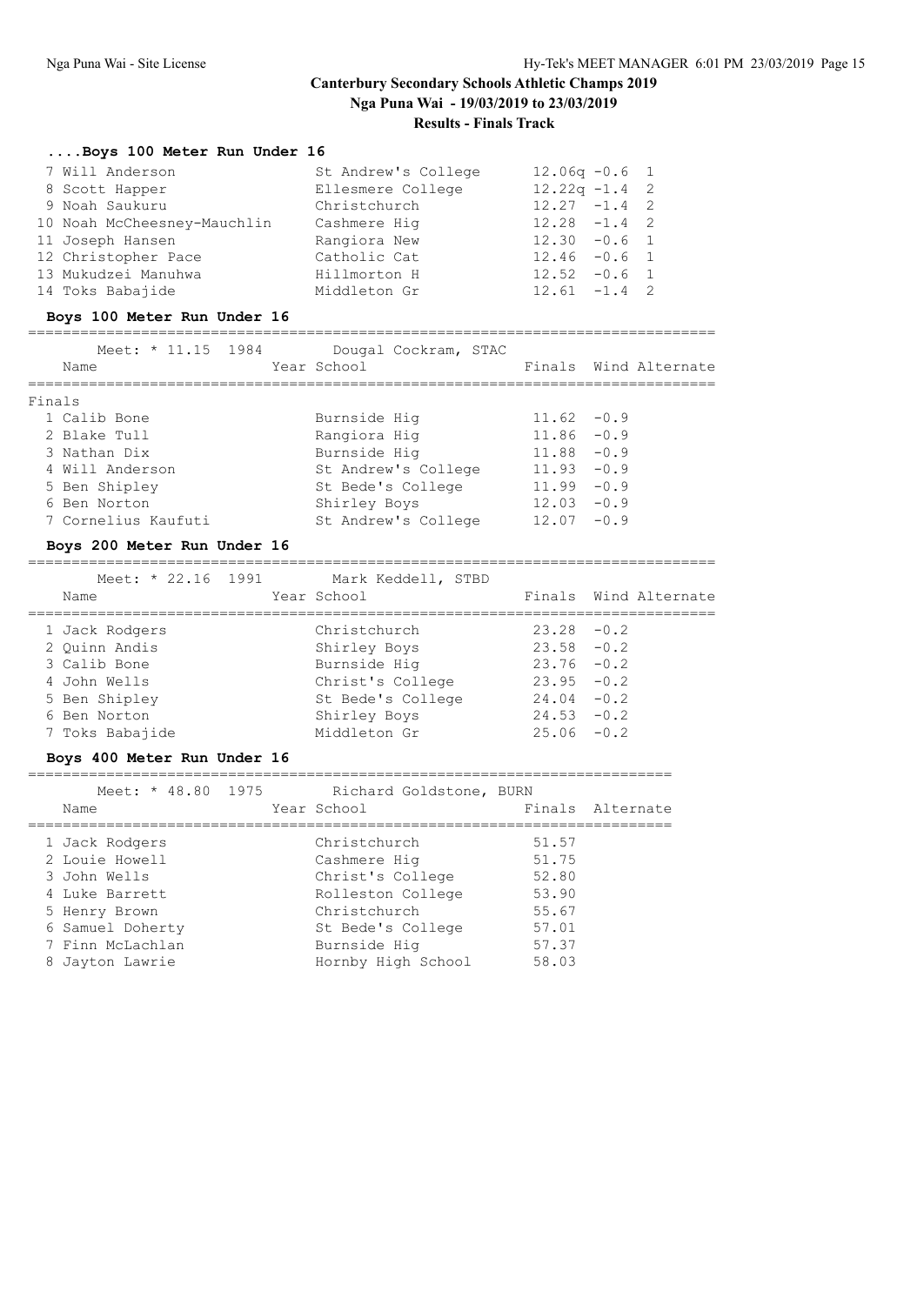# Canterbury Secondary Schools Athletic Champs 2019

## Nga Puna Wai - 19/03/2019 to 23/03/2019

## Results - Finals Track

### ....Boys 100 Meter Run Under 16

| | | | | | |
|---|---|---|---|---|---|
| 7 | Will Anderson | St Andrew's College | 12.06q | -0.6 | 1 |
| 8 | Scott Happer | Ellesmere College | 12.22q | -1.4 | 2 |
| 9 | Noah Saukuru | Christchurch | 12.27 | -1.4 | 2 |
| 10 | Noah McCheesney-Mauchlin | Cashmere Hig | 12.28 | -1.4 | 2 |
| 11 | Joseph Hansen | Rangiora New | 12.30 | -0.6 | 1 |
| 12 | Christopher Pace | Catholic Cat | 12.46 | -0.6 | 1 |
| 13 | Mukudzei Manuhwa | Hillmorton H | 12.52 | -0.6 | 1 |
| 14 | Toks Babajide | Middleton Gr | 12.61 | -1.4 | 2 |

### Boys 100 Meter Run Under 16

Meet: * 11.15 1984 Dougal Cockram, STAC

Finals

| | Name | Year School | Finals | Wind | Alternate |
|---|---|---|---|---|---|
| 1 | Calib Bone | Burnside Hig | 11.62 | -0.9 | |
| 2 | Blake Tull | Rangiora Hig | 11.86 | -0.9 | |
| 3 | Nathan Dix | Burnside Hig | 11.88 | -0.9 | |
| 4 | Will Anderson | St Andrew's College | 11.93 | -0.9 | |
| 5 | Ben Shipley | St Bede's College | 11.99 | -0.9 | |
| 6 | Ben Norton | Shirley Boys | 12.03 | -0.9 | |
| 7 | Cornelius Kaufuti | St Andrew's College | 12.07 | -0.9 | |

### Boys 200 Meter Run Under 16

Meet: * 22.16 1991 Mark Keddell, STBD

| | Name | Year School | Finals | Wind | Alternate |
|---|---|---|---|---|---|
| 1 | Jack Rodgers | Christchurch | 23.28 | -0.2 | |
| 2 | Quinn Andis | Shirley Boys | 23.58 | -0.2 | |
| 3 | Calib Bone | Burnside Hig | 23.76 | -0.2 | |
| 4 | John Wells | Christ's College | 23.95 | -0.2 | |
| 5 | Ben Shipley | St Bede's College | 24.04 | -0.2 | |
| 6 | Ben Norton | Shirley Boys | 24.53 | -0.2 | |
| 7 | Toks Babajide | Middleton Gr | 25.06 | -0.2 | |

### Boys 400 Meter Run Under 16

Meet: * 48.80 1975 Richard Goldstone, BURN

| | Name | Year School | Finals | Alternate |
|---|---|---|---|---|
| 1 | Jack Rodgers | Christchurch | 51.57 | |
| 2 | Louie Howell | Cashmere Hig | 51.75 | |
| 3 | John Wells | Christ's College | 52.80 | |
| 4 | Luke Barrett | Rolleston College | 53.90 | |
| 5 | Henry Brown | Christchurch | 55.67 | |
| 6 | Samuel Doherty | St Bede's College | 57.01 | |
| 7 | Finn McLachlan | Burnside Hig | 57.37 | |
| 8 | Jayton Lawrie | Hornby High School | 58.03 | |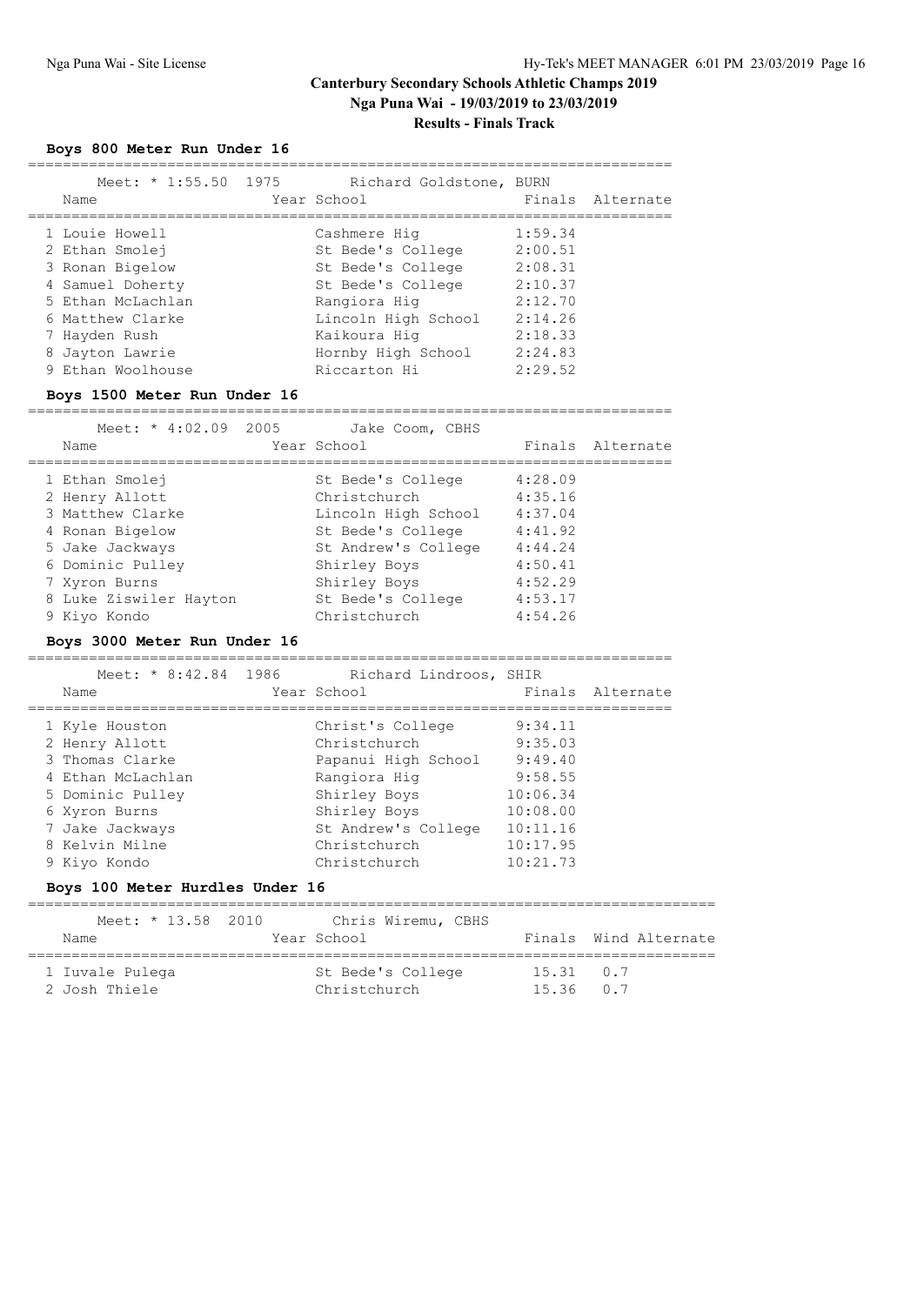# Canterbury Secondary Schools Athletic Champs 2019

## Nga Puna Wai - 19/03/2019 to 23/03/2019

## Results - Finals Track

### Boys 800 Meter Run Under 16

Meet: * 1:55.50 1975 Richard Goldstone, BURN

| | Name | Year School | Finals | Alternate |
|---|---|---|---|---|
| 1 | Louie Howell | Cashmere Hig | 1:59.34 | |
| 2 | Ethan Smolej | St Bede's College | 2:00.51 | |
| 3 | Ronan Bigelow | St Bede's College | 2:08.31 | |
| 4 | Samuel Doherty | St Bede's College | 2:10.37 | |
| 5 | Ethan McLachlan | Rangiora Hig | 2:12.70 | |
| 6 | Matthew Clarke | Lincoln High School | 2:14.26 | |
| 7 | Hayden Rush | Kaikoura Hig | 2:18.33 | |
| 8 | Jayton Lawrie | Hornby High School | 2:24.83 | |
| 9 | Ethan Woolhouse | Riccarton Hi | 2:29.52 | |

### Boys 1500 Meter Run Under 16

Meet: * 4:02.09 2005 Jake Coom, CBHS

| | Name | Year School | Finals | Alternate |
|---|---|---|---|---|
| 1 | Ethan Smolej | St Bede's College | 4:28.09 | |
| 2 | Henry Allott | Christchurch | 4:35.16 | |
| 3 | Matthew Clarke | Lincoln High School | 4:37.04 | |
| 4 | Ronan Bigelow | St Bede's College | 4:41.92 | |
| 5 | Jake Jackways | St Andrew's College | 4:44.24 | |
| 6 | Dominic Pulley | Shirley Boys | 4:50.41 | |
| 7 | Xyron Burns | Shirley Boys | 4:52.29 | |
| 8 | Luke Ziswiler Hayton | St Bede's College | 4:53.17 | |
| 9 | Kiyo Kondo | Christchurch | 4:54.26 | |

### Boys 3000 Meter Run Under 16

Meet: * 8:42.84 1986 Richard Lindroos, SHIR

| | Name | Year School | Finals | Alternate |
|---|---|---|---|---|
| 1 | Kyle Houston | Christ's College | 9:34.11 | |
| 2 | Henry Allott | Christchurch | 9:35.03 | |
| 3 | Thomas Clarke | Papanui High School | 9:49.40 | |
| 4 | Ethan McLachlan | Rangiora Hig | 9:58.55 | |
| 5 | Dominic Pulley | Shirley Boys | 10:06.34 | |
| 6 | Xyron Burns | Shirley Boys | 10:08.00 | |
| 7 | Jake Jackways | St Andrew's College | 10:11.16 | |
| 8 | Kelvin Milne | Christchurch | 10:17.95 | |
| 9 | Kiyo Kondo | Christchurch | 10:21.73 | |

### Boys 100 Meter Hurdles Under 16

Meet: * 13.58 2010 Chris Wiremu, CBHS

| | Name | Year School | Finals | Wind | Alternate |
|---|---|---|---|---|---|
| 1 | Iuvale Pulega | St Bede's College | 15.31 | 0.7 | |
| 2 | Josh Thiele | Christchurch | 15.36 | 0.7 | |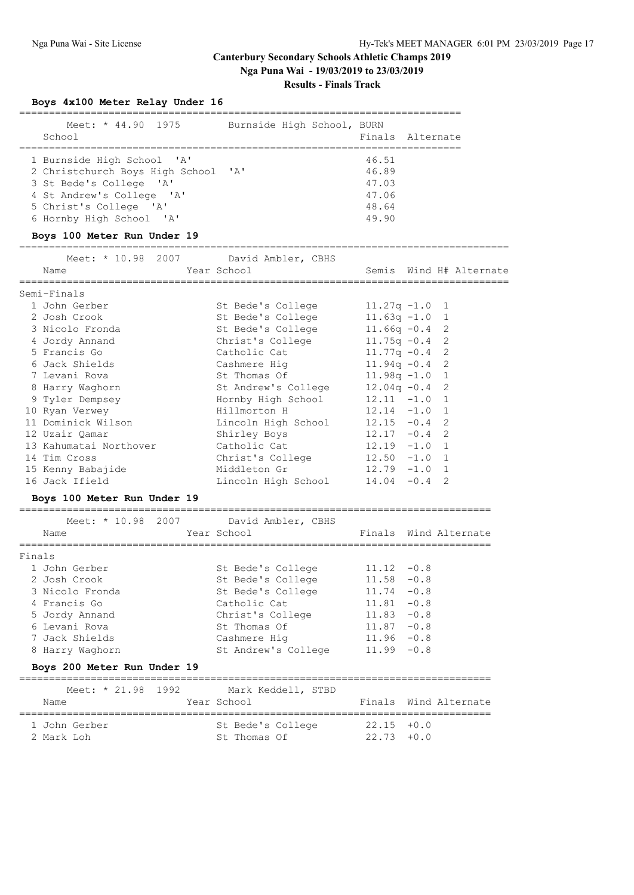# Canterbury Secondary Schools Athletic Champs 2019

**Nga Puna Wai - 19/03/2019 to 23/03/2019**

**Results - Finals Track**

### Boys 4x100 Meter Relay Under 16

Meet: * 44.90 1975 Burnside High School, BURN

| School | Finals | Alternate |
|---|---|---|
| 1 Burnside High School 'A' | 46.51 | |
| 2 Christchurch Boys High School 'A' | 46.89 | |
| 3 St Bede's College 'A' | 47.03 | |
| 4 St Andrew's College 'A' | 47.06 | |
| 5 Christ's College 'A' | 48.64 | |
| 6 Hornby High School 'A' | 49.90 | |

### Boys 100 Meter Run Under 19

Meet: * 10.98 2007 David Ambler, CBHS

Semi-Finals

| Name | Year | School | Semis | Wind | H# | Alternate |
|---|---|---|---|---|---|---|
| 1 John Gerber | | St Bede's College | 11.27q | -1.0 | 1 | |
| 2 Josh Crook | | St Bede's College | 11.63q | -1.0 | 1 | |
| 3 Nicolo Fronda | | St Bede's College | 11.66q | -0.4 | 2 | |
| 4 Jordy Annand | | Christ's College | 11.75q | -0.4 | 2 | |
| 5 Francis Go | | Catholic Cat | 11.77q | -0.4 | 2 | |
| 6 Jack Shields | | Cashmere Hig | 11.94q | -0.4 | 2 | |
| 7 Levani Rova | | St Thomas Of | 11.98q | -1.0 | 1 | |
| 8 Harry Waghorn | | St Andrew's College | 12.04q | -0.4 | 2 | |
| 9 Tyler Dempsey | | Hornby High School | 12.11 | -1.0 | 1 | |
| 10 Ryan Verwey | | Hillmorton H | 12.14 | -1.0 | 1 | |
| 11 Dominick Wilson | | Lincoln High School | 12.15 | -0.4 | 2 | |
| 12 Uzair Qamar | | Shirley Boys | 12.17 | -0.4 | 2 | |
| 13 Kahumatai Northover | | Catholic Cat | 12.19 | -1.0 | 1 | |
| 14 Tim Cross | | Christ's College | 12.50 | -1.0 | 1 | |
| 15 Kenny Babajide | | Middleton Gr | 12.79 | -1.0 | 1 | |
| 16 Jack Ifield | | Lincoln High School | 14.04 | -0.4 | 2 | |

### Boys 100 Meter Run Under 19

Meet: * 10.98 2007 David Ambler, CBHS

Finals

| Name | Year | School | Finals | Wind | Alternate |
|---|---|---|---|---|---|
| 1 John Gerber | | St Bede's College | 11.12 | -0.8 | |
| 2 Josh Crook | | St Bede's College | 11.58 | -0.8 | |
| 3 Nicolo Fronda | | St Bede's College | 11.74 | -0.8 | |
| 4 Francis Go | | Catholic Cat | 11.81 | -0.8 | |
| 5 Jordy Annand | | Christ's College | 11.83 | -0.8 | |
| 6 Levani Rova | | St Thomas Of | 11.87 | -0.8 | |
| 7 Jack Shields | | Cashmere Hig | 11.96 | -0.8 | |
| 8 Harry Waghorn | | St Andrew's College | 11.99 | -0.8 | |

### Boys 200 Meter Run Under 19

Meet: * 21.98 1992 Mark Keddell, STBD

| Name | Year | School | Finals | Wind | Alternate |
|---|---|---|---|---|---|
| 1 John Gerber | | St Bede's College | 22.15 | +0.0 | |
| 2 Mark Loh | | St Thomas Of | 22.73 | +0.0 | |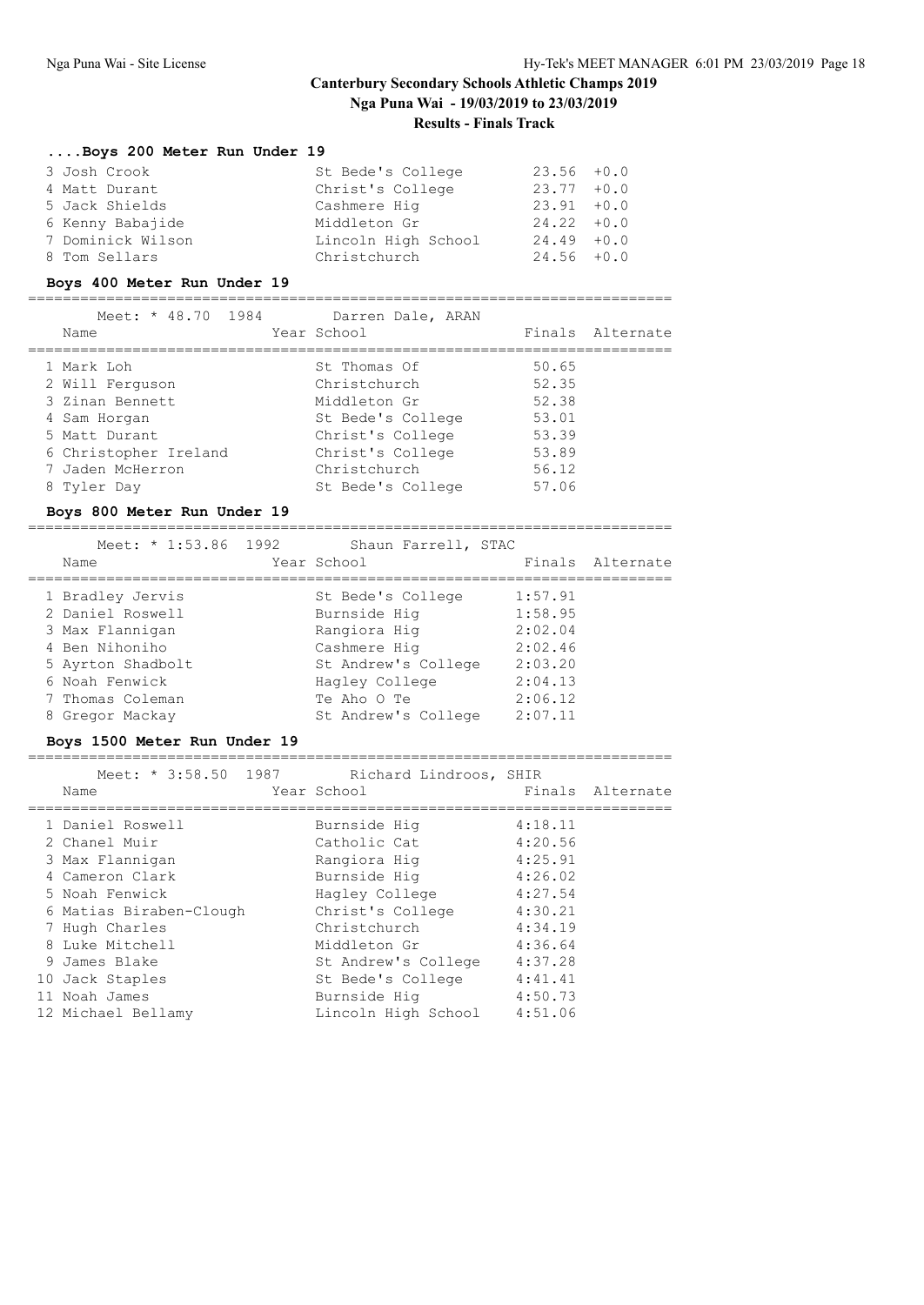# Canterbury Secondary Schools Athletic Champs 2019

**Nga Puna Wai - 19/03/2019 to 23/03/2019**

**Results - Finals Track**

### ....Boys 200 Meter Run Under 19

| | | | |
|---|---|---|---|
| 3 Josh Crook | St Bede's College | 23.56 | +0.0 |
| 4 Matt Durant | Christ's College | 23.77 | +0.0 |
| 5 Jack Shields | Cashmere Hig | 23.91 | +0.0 |
| 6 Kenny Babajide | Middleton Gr | 24.22 | +0.0 |
| 7 Dominick Wilson | Lincoln High School | 24.49 | +0.0 |
| 8 Tom Sellars | Christchurch | 24.56 | +0.0 |

### Boys 400 Meter Run Under 19

Meet: * 48.70 1984 Darren Dale, ARAN

| Name | Year School | Finals | Alternate |
|---|---|---|---|
| 1 Mark Loh | St Thomas Of | 50.65 | |
| 2 Will Ferguson | Christchurch | 52.35 | |
| 3 Zinan Bennett | Middleton Gr | 52.38 | |
| 4 Sam Horgan | St Bede's College | 53.01 | |
| 5 Matt Durant | Christ's College | 53.39 | |
| 6 Christopher Ireland | Christ's College | 53.89 | |
| 7 Jaden McHerron | Christchurch | 56.12 | |
| 8 Tyler Day | St Bede's College | 57.06 | |

### Boys 800 Meter Run Under 19

Meet: * 1:53.86 1992 Shaun Farrell, STAC

| Name | Year School | Finals | Alternate |
|---|---|---|---|
| 1 Bradley Jervis | St Bede's College | 1:57.91 | |
| 2 Daniel Roswell | Burnside Hig | 1:58.95 | |
| 3 Max Flannigan | Rangiora Hig | 2:02.04 | |
| 4 Ben Nihoniho | Cashmere Hig | 2:02.46 | |
| 5 Ayrton Shadbolt | St Andrew's College | 2:03.20 | |
| 6 Noah Fenwick | Hagley College | 2:04.13 | |
| 7 Thomas Coleman | Te Aho O Te | 2:06.12 | |
| 8 Gregor Mackay | St Andrew's College | 2:07.11 | |

### Boys 1500 Meter Run Under 19

Meet: * 3:58.50 1987 Richard Lindroos, SHIR

| Name | Year School | Finals | Alternate |
|---|---|---|---|
| 1 Daniel Roswell | Burnside Hig | 4:18.11 | |
| 2 Chanel Muir | Catholic Cat | 4:20.56 | |
| 3 Max Flannigan | Rangiora Hig | 4:25.91 | |
| 4 Cameron Clark | Burnside Hig | 4:26.02 | |
| 5 Noah Fenwick | Hagley College | 4:27.54 | |
| 6 Matias Biraben-Clough | Christ's College | 4:30.21 | |
| 7 Hugh Charles | Christchurch | 4:34.19 | |
| 8 Luke Mitchell | Middleton Gr | 4:36.64 | |
| 9 James Blake | St Andrew's College | 4:37.28 | |
| 10 Jack Staples | St Bede's College | 4:41.41 | |
| 11 Noah James | Burnside Hig | 4:50.73 | |
| 12 Michael Bellamy | Lincoln High School | 4:51.06 | |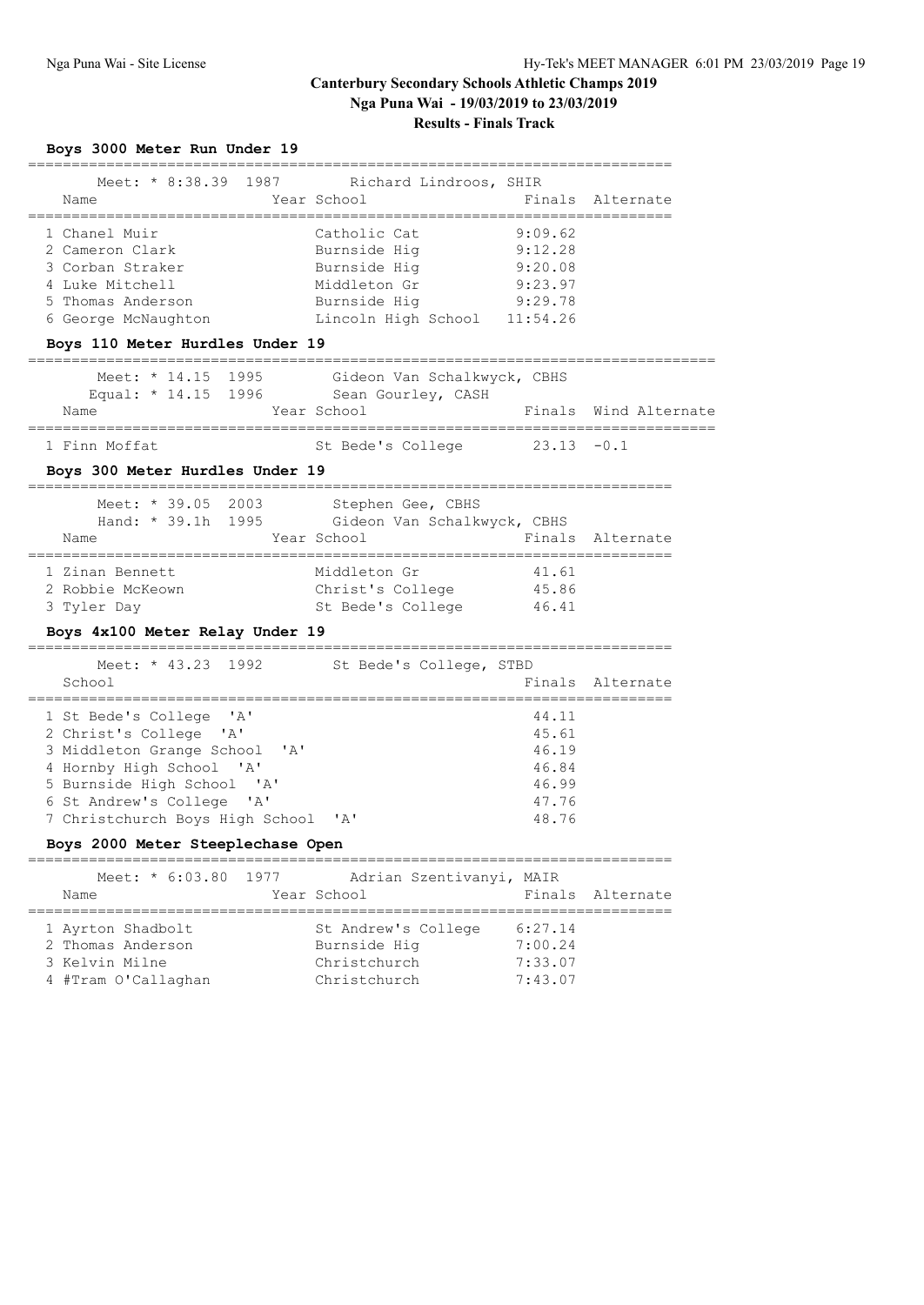# Canterbury Secondary Schools Athletic Champs 2019

## Nga Puna Wai - 19/03/2019 to 23/03/2019

## Results - Finals Track

### Boys 3000 Meter Run Under 19

Meet: * 8:38.39 1987 Richard Lindroos, SHIR

| | Name | Year | School | Finals | Alternate |
|---|---|---|---|---|---|
| 1 | Chanel Muir | | Catholic Cat | 9:09.62 | |
| 2 | Cameron Clark | | Burnside Hig | 9:12.28 | |
| 3 | Corban Straker | | Burnside Hig | 9:20.08 | |
| 4 | Luke Mitchell | | Middleton Gr | 9:23.97 | |
| 5 | Thomas Anderson | | Burnside Hig | 9:29.78 | |
| 6 | George McNaughton | | Lincoln High School | 11:54.26 | |

### Boys 110 Meter Hurdles Under 19

Meet: * 14.15 1995 Gideon Van Schalkwyck, CBHS
Equal: * 14.15 1996 Sean Gourley, CASH

| | Name | Year | School | Finals | Wind | Alternate |
|---|---|---|---|---|---|---|
| 1 | Finn Moffat | | St Bede's College | 23.13 | -0.1 | |

### Boys 300 Meter Hurdles Under 19

Meet: * 39.05 2003 Stephen Gee, CBHS
Hand: * 39.1h 1995 Gideon Van Schalkwyck, CBHS

| | Name | Year | School | Finals | Alternate |
|---|---|---|---|---|---|
| 1 | Zinan Bennett | | Middleton Gr | 41.61 | |
| 2 | Robbie McKeown | | Christ's College | 45.86 | |
| 3 | Tyler Day | | St Bede's College | 46.41 | |

### Boys 4x100 Meter Relay Under 19

Meet: * 43.23 1992 St Bede's College, STBD

| | School | Finals | Alternate |
|---|---|---|---|
| 1 | St Bede's College 'A' | 44.11 | |
| 2 | Christ's College 'A' | 45.61 | |
| 3 | Middleton Grange School 'A' | 46.19 | |
| 4 | Hornby High School 'A' | 46.84 | |
| 5 | Burnside High School 'A' | 46.99 | |
| 6 | St Andrew's College 'A' | 47.76 | |
| 7 | Christchurch Boys High School 'A' | 48.76 | |

### Boys 2000 Meter Steeplechase Open

Meet: * 6:03.80 1977 Adrian Szentivanyi, MAIR

| | Name | Year | School | Finals | Alternate |
|---|---|---|---|---|---|
| 1 | Ayrton Shadbolt | | St Andrew's College | 6:27.14 | |
| 2 | Thomas Anderson | | Burnside Hig | 7:00.24 | |
| 3 | Kelvin Milne | | Christchurch | 7:33.07 | |
| 4 | #Tram O'Callaghan | | Christchurch | 7:43.07 | |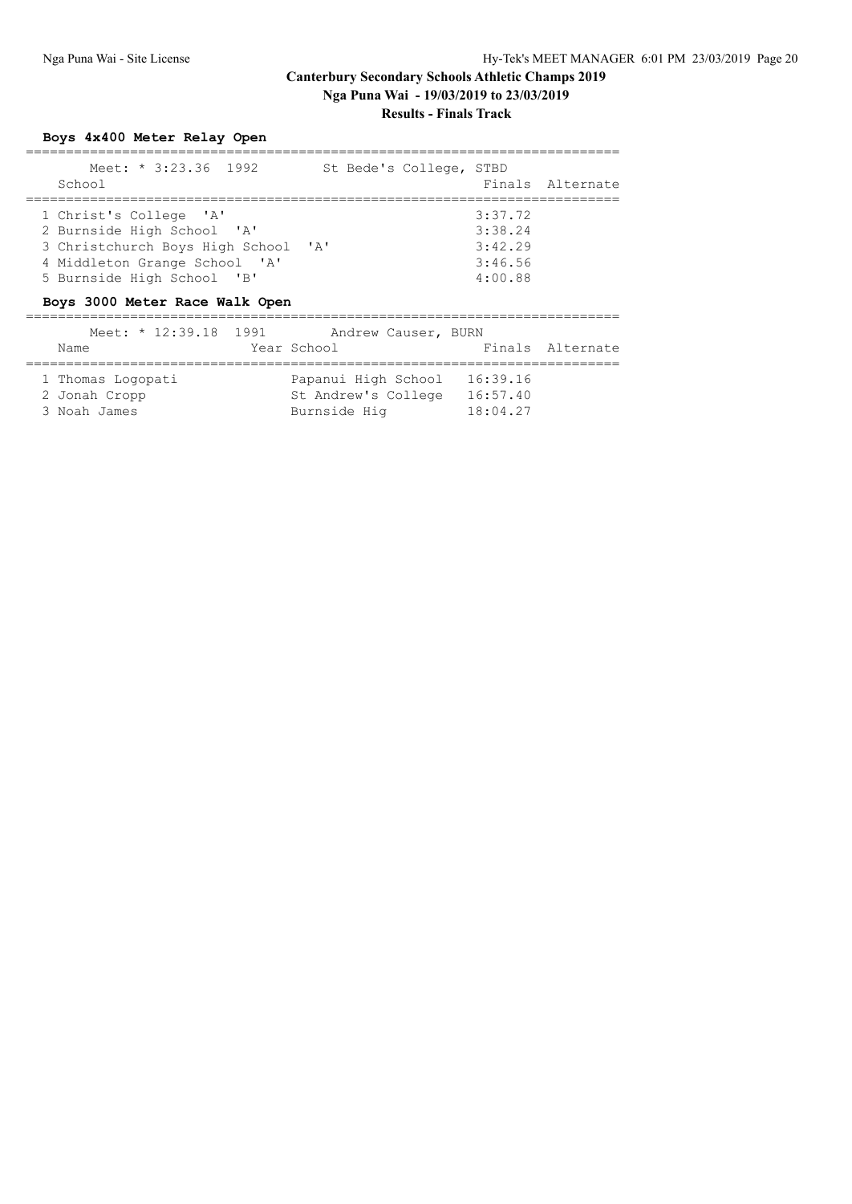# Canterbury Secondary Schools Athletic Champs 2019

**Nga Puna Wai - 19/03/2019 to 23/03/2019**

**Results - Finals Track**

### Boys 4x400 Meter Relay Open

Meet: * 3:23.36 1992 St Bede's College, STBD

| School | Finals | Alternate |
|---|---|---|
| 1 Christ's College 'A' | 3:37.72 | |
| 2 Burnside High School 'A' | 3:38.24 | |
| 3 Christchurch Boys High School 'A' | 3:42.29 | |
| 4 Middleton Grange School 'A' | 3:46.56 | |
| 5 Burnside High School 'B' | 4:00.88 | |

### Boys 3000 Meter Race Walk Open

Meet: * 12:39.18 1991 Andrew Causer, BURN

| Name | Year | School | Finals | Alternate |
|---|---|---|---|---|
| 1 Thomas Logopati | | Papanui High School | 16:39.16 | |
| 2 Jonah Cropp | | St Andrew's College | 16:57.40 | |
| 3 Noah James | | Burnside Hig | 18:04.27 | |